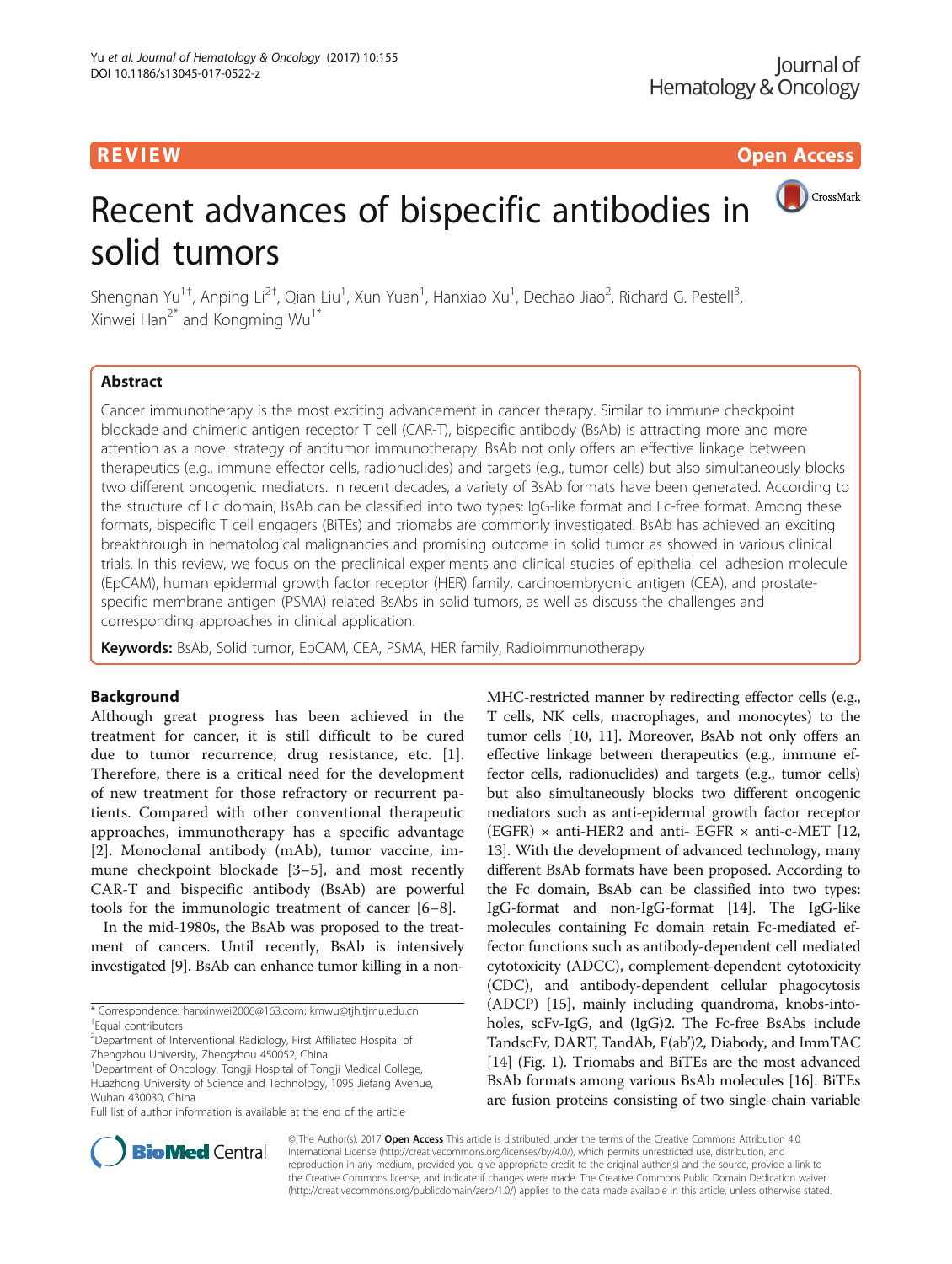REVIEW

Open Access

# Recent advances of bispecific antibodies in solid tumors

Shengnan Yu[1†], Anping Li[2†], Qian Liu[1], Xun Yuan[1], Hanxiao Xu[1], Dechao Jiao[2], Richard G. Pestell[3], Xinwei Han[2*] and Kongming Wu[1*]

## Abstract

Cancer immunotherapy is the most exciting advancement in cancer therapy. Similar to immune checkpoint blockade and chimeric antigen receptor T cell (CAR-T), bispecific antibody (BsAb) is attracting more and more attention as a novel strategy of antitumor immunotherapy. BsAb not only offers an effective linkage between therapeutics (e.g., immune effector cells, radionuclides) and targets (e.g., tumor cells) but also simultaneously blocks two different oncogenic mediators. In recent decades, a variety of BsAb formats have been generated. According to the structure of Fc domain, BsAb can be classified into two types: IgG-like format and Fc-free format. Among these formats, bispecific T cell engagers (BiTEs) and triomabs are commonly investigated. BsAb has achieved an exciting breakthrough in hematological malignancies and promising outcome in solid tumor as showed in various clinical trials. In this review, we focus on the preclinical experiments and clinical studies of epithelial cell adhesion molecule (EpCAM), human epidermal growth factor receptor (HER) family, carcinoembryonic antigen (CEA), and prostate-specific membrane antigen (PSMA) related BsAbs in solid tumors, as well as discuss the challenges and corresponding approaches in clinical application.

**Keywords:** BsAb, Solid tumor, EpCAM, CEA, PSMA, HER family, Radioimmunotherapy

## Background

Although great progress has been achieved in the treatment for cancer, it is still difficult to be cured due to tumor recurrence, drug resistance, etc. [1]. Therefore, there is a critical need for the development of new treatment for those refractory or recurrent patients. Compared with other conventional therapeutic approaches, immunotherapy has a specific advantage [2]. Monoclonal antibody (mAb), tumor vaccine, immune checkpoint blockade [3–5], and most recently CAR-T and bispecific antibody (BsAb) are powerful tools for the immunologic treatment of cancer [6–8].

In the mid-1980s, the BsAb was proposed to the treatment of cancers. Until recently, BsAb is intensively investigated [9]. BsAb can enhance tumor killing in a non-MHC-restricted manner by redirecting effector cells (e.g., T cells, NK cells, macrophages, and monocytes) to the tumor cells [10, 11]. Moreover, BsAb not only offers an effective linkage between therapeutics (e.g., immune effector cells, radionuclides) and targets (e.g., tumor cells) but also simultaneously blocks two different oncogenic mediators such as anti-epidermal growth factor receptor (EGFR) × anti-HER2 and anti- EGFR × anti-c-MET [12, 13]. With the development of advanced technology, many different BsAb formats have been proposed. According to the Fc domain, BsAb can be classified into two types: IgG-format and non-IgG-format [14]. The IgG-like molecules containing Fc domain retain Fc-mediated effector functions such as antibody-dependent cell mediated cytotoxicity (ADCC), complement-dependent cytotoxicity (CDC), and antibody-dependent cellular phagocytosis (ADCP) [15], mainly including quandroma, knobs-into-holes, scFv-IgG, and (IgG)2. The Fc-free BsAbs include TandscFv, DART, TandAb, F(ab')2, Diabody, and ImmTAC [14] (Fig. 1). Triomabs and BiTEs are the most advanced BsAb formats among various BsAb molecules [16]. BiTEs are fusion proteins consisting of two single-chain variable

* Correspondence: hanxinwei2006@163.com; kmwu@tjh.tjmu.edu.cn
†Equal contributors
[2]Department of Interventional Radiology, First Affiliated Hospital of Zhengzhou University, Zhengzhou 450052, China
[1]Department of Oncology, Tongji Hospital of Tongji Medical College, Huazhong University of Science and Technology, 1095 Jiefang Avenue, Wuhan 430030, China
Full list of author information is available at the end of the article

© The Author(s). 2017 **Open Access** This article is distributed under the terms of the Creative Commons Attribution 4.0 International License (http://creativecommons.org/licenses/by/4.0/), which permits unrestricted use, distribution, and reproduction in any medium, provided you give appropriate credit to the original author(s) and the source, provide a link to the Creative Commons license, and indicate if changes were made. The Creative Commons Public Domain Dedication waiver (http://creativecommons.org/publicdomain/zero/1.0/) applies to the data made available in this article, unless otherwise stated.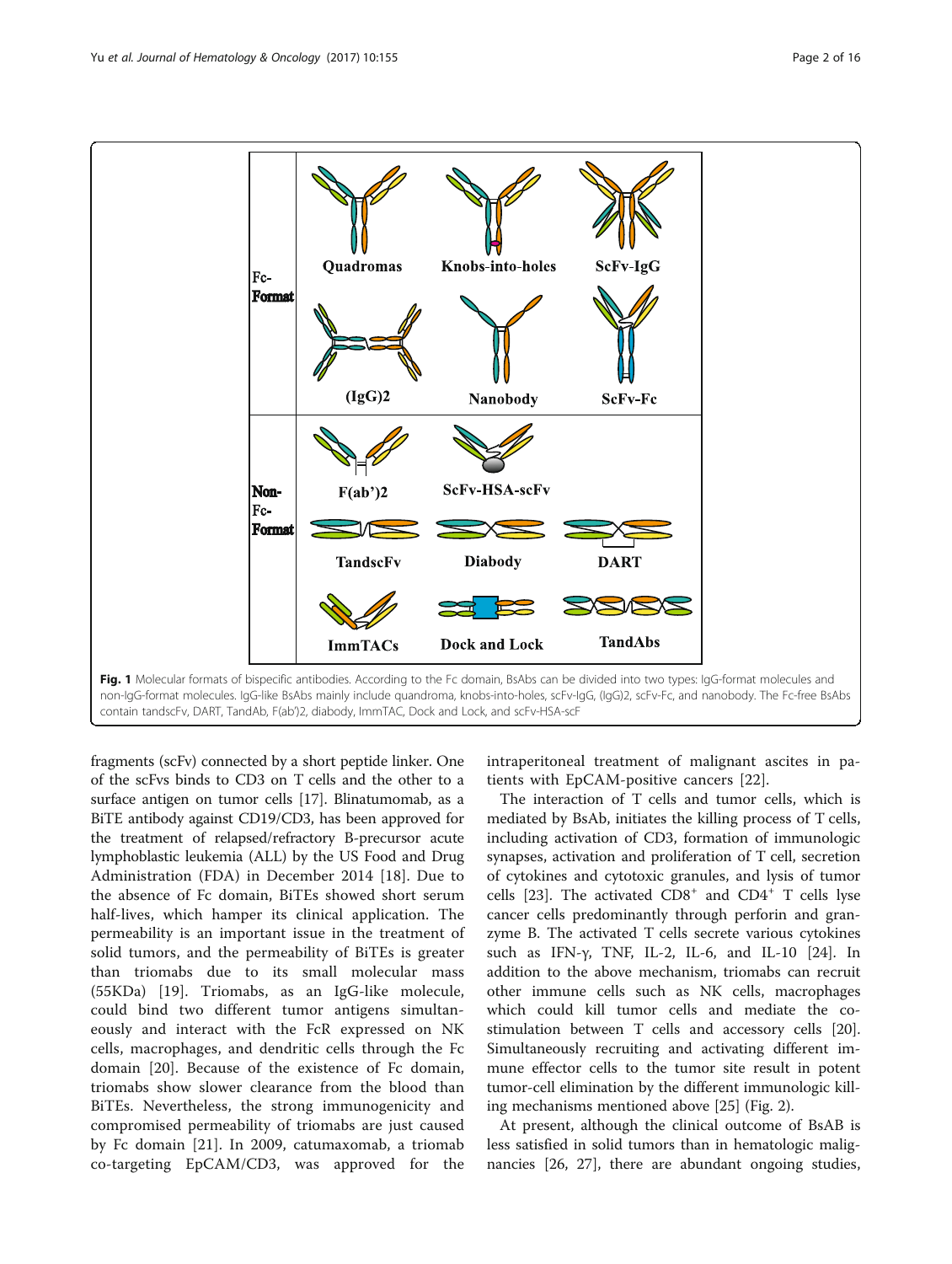**Fig. 1** Molecular formats of bispecific antibodies. According to the Fc domain, BsAbs can be divided into two types: IgG-format molecules and non-IgG-format molecules. IgG-like BsAbs mainly include quandroma, knobs-into-holes, scFv-IgG, (IgG)2, scFv-Fc, and nanobody. The Fc-free BsAbs contain tandscFv, DART, TandAb, F(ab')2, diabody, ImmTAC, Dock and Lock, and scFv-HSA-scF

fragments (scFv) connected by a short peptide linker. One of the scFvs binds to CD3 on T cells and the other to a surface antigen on tumor cells [17]. Blinatumomab, as a BiTE antibody against CD19/CD3, has been approved for the treatment of relapsed/refractory B-precursor acute lymphoblastic leukemia (ALL) by the US Food and Drug Administration (FDA) in December 2014 [18]. Due to the absence of Fc domain, BiTEs showed short serum half-lives, which hamper its clinical application. The permeability is an important issue in the treatment of solid tumors, and the permeability of BiTEs is greater than triomabs due to its small molecular mass (55KDa) [19]. Triomabs, as an IgG-like molecule, could bind two different tumor antigens simultaneously and interact with the FcR expressed on NK cells, macrophages, and dendritic cells through the Fc domain [20]. Because of the existence of Fc domain, triomabs show slower clearance from the blood than BiTEs. Nevertheless, the strong immunogenicity and compromised permeability of triomabs are just caused by Fc domain [21]. In 2009, catumaxomab, a triomab co-targeting EpCAM/CD3, was approved for the intraperitoneal treatment of malignant ascites in patients with EpCAM-positive cancers [22].

The interaction of T cells and tumor cells, which is mediated by BsAb, initiates the killing process of T cells, including activation of CD3, formation of immunologic synapses, activation and proliferation of T cell, secretion of cytokines and cytotoxic granules, and lysis of tumor cells [23]. The activated $CD8^{+}$ and $CD4^{+}$ T cells lyse cancer cells predominantly through perforin and granzyme B. The activated T cells secrete various cytokines such as IFN-γ, TNF, IL-2, IL-6, and IL-10 [24]. In addition to the above mechanism, triomabs can recruit other immune cells such as NK cells, macrophages which could kill tumor cells and mediate the co-stimulation between T cells and accessory cells [20]. Simultaneously recruiting and activating different immune effector cells to the tumor site result in potent tumor-cell elimination by the different immunologic killing mechanisms mentioned above [25] (Fig. 2).

At present, although the clinical outcome of BsAB is less satisfied in solid tumors than in hematologic malignancies [26, 27], there are abundant ongoing studies,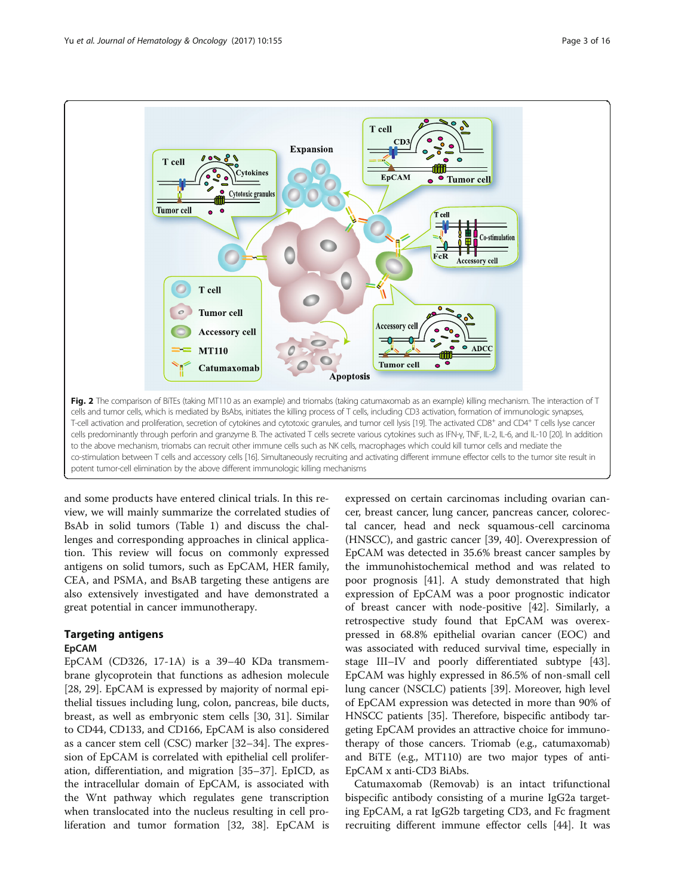**Fig. 2** The comparison of BiTEs (taking MT110 as an example) and triomabs (taking catumaxomab as an example) killing mechanism. The interaction of T cells and tumor cells, which is mediated by BsAbs, initiates the killing process of T cells, including CD3 activation, formation of immunologic synapses, T-cell activation and proliferation, secretion of cytokines and cytotoxic granules, and tumor cell lysis [19]. The activated CD8$^+$ and CD4$^+$ T cells lyse cancer cells predominantly through perforin and granzyme B. The activated T cells secrete various cytokines such as IFN-γ, TNF, IL-2, IL-6, and IL-10 [20]. In addition to the above mechanism, triomabs can recruit other immune cells such as NK cells, macrophages which could kill tumor cells and mediate the co-stimulation between T cells and accessory cells [16]. Simultaneously recruiting and activating different immune effector cells to the tumor site result in potent tumor-cell elimination by the above different immunologic killing mechanisms

and some products have entered clinical trials. In this review, we will mainly summarize the correlated studies of BsAb in solid tumors (Table 1) and discuss the challenges and corresponding approaches in clinical application. This review will focus on commonly expressed antigens on solid tumors, such as EpCAM, HER family, CEA, and PSMA, and BsAB targeting these antigens are also extensively investigated and have demonstrated a great potential in cancer immunotherapy.

## Targeting antigens

### EpCAM

EpCAM (CD326, 17-1A) is a 39–40 KDa transmembrane glycoprotein that functions as adhesion molecule [28, 29]. EpCAM is expressed by majority of normal epithelial tissues including lung, colon, pancreas, bile ducts, breast, as well as embryonic stem cells [30, 31]. Similar to CD44, CD133, and CD166, EpCAM is also considered as a cancer stem cell (CSC) marker [32–34]. The expression of EpCAM is correlated with epithelial cell proliferation, differentiation, and migration [35–37]. EpICD, as the intracellular domain of EpCAM, is associated with the Wnt pathway which regulates gene transcription when translocated into the nucleus resulting in cell proliferation and tumor formation [32, 38]. EpCAM is expressed on certain carcinomas including ovarian cancer, breast cancer, lung cancer, pancreas cancer, colorectal cancer, head and neck squamous-cell carcinoma (HNSCC), and gastric cancer [39, 40]. Overexpression of EpCAM was detected in 35.6% breast cancer samples by the immunohistochemical method and was related to poor prognosis [41]. A study demonstrated that high expression of EpCAM was a poor prognostic indicator of breast cancer with node-positive [42]. Similarly, a retrospective study found that EpCAM was overexpressed in 68.8% epithelial ovarian cancer (EOC) and was associated with reduced survival time, especially in stage III–IV and poorly differentiated subtype [43]. EpCAM was highly expressed in 86.5% of non-small cell lung cancer (NSCLC) patients [39]. Moreover, high level of EpCAM expression was detected in more than 90% of HNSCC patients [35]. Therefore, bispecific antibody targeting EpCAM provides an attractive choice for immunotherapy of those cancers. Triomab (e.g., catumaxomab) and BiTE (e.g., MT110) are two major types of anti-EpCAM x anti-CD3 BiAbs.

Catumaxomab (Removab) is an intact trifunctional bispecific antibody consisting of a murine IgG2a targeting EpCAM, a rat IgG2b targeting CD3, and Fc fragment recruiting different immune effector cells [44]. It was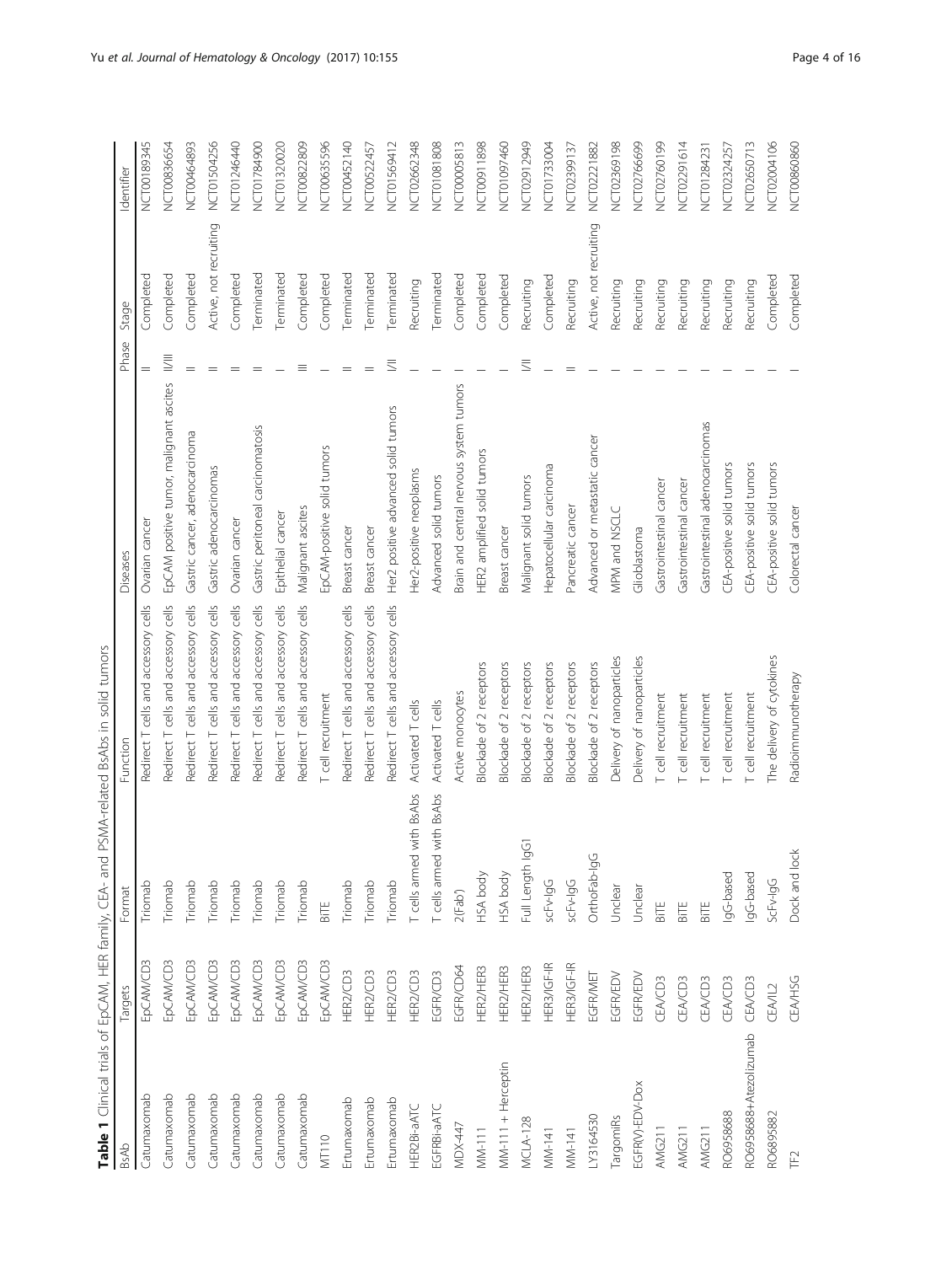**Table 1** Clinical trials of EpCAM, HER family, CEA- and PSMA-related BsAbs in solid tumors

| BsAb | Targets | Format | Function | Diseases | Phase | Stage | Identifier |
|---|---|---|---|---|---|---|---|
| Catumaxomab | EpCAM/CD3 | Triomab | Redirect T cells and accessory cells | Ovarian cancer | II | Completed | NCT00189345 |
| Catumaxomab | EpCAM/CD3 | Triomab | Redirect T cells and accessory cells | EpCAM positive tumor, malignant ascites | II/III | Completed | NCT00836654 |
| Catumaxomab | EpCAM/CD3 | Triomab | Redirect T cells and accessory cells | Gastric cancer, adenocarcinoma | II | Completed | NCT00464893 |
| Catumaxomab | EpCAM/CD3 | Triomab | Redirect T cells and accessory cells | Gastric adenocarcinomas | II | Active, not recruiting | NCT01504256 |
| Catumaxomab | EpCAM/CD3 | Triomab | Redirect T cells and accessory cells | Ovarian cancer | II | Completed | NCT01246440 |
| Catumaxomab | EpCAM/CD3 | Triomab | Redirect T cells and accessory cells | Gastric peritoneal carcinomatosis | II | Terminated | NCT01784900 |
| Catumaxomab | EpCAM/CD3 | Triomab | Redirect T cells and accessory cells | Epithelial cancer | I | Terminated | NCT01320020 |
| Catumaxomab | EpCAM/CD3 | Triomab | Redirect T cells and accessory cells | Malignant ascites | III | Completed | NCT00822809 |
| MT110 | EpCAM/CD3 | BiTE | T cell recruitment | EpCAM-positive solid tumors | I | Completed | NCT00635596 |
| Ertumaxomab | HER2/CD3 | Triomab | Redirect T cells and accessory cells | Breast cancer | II | Terminated | NCT00452140 |
| Ertumaxomab | HER2/CD3 | Triomab | Redirect T cells and accessory cells | Breast cancer | II | Terminated | NCT00522457 |
| Ertumaxomab | HER2/CD3 | Triomab | Redirect T cells and accessory cells | Her2 positive advanced solid tumors | I/II | Terminated | NCT01569412 |
| HER2Bi-aATC | HER2/CD3 | T cells armed with BsAbs | Activated T cells | Her2-positive neoplasms | I | Recruiting | NCT02662348 |
| EGFRBi-aATC | EGFR/CD3 | T cells armed with BsAbs | Activated T cells | Advanced solid tumors | I | Terminated | NCT01081808 |
| MDX-447 | EGFR/CD64 | 2(Fab') | Active monocytes | Brain and central nervous system tumors | I | Completed | NCT00005813 |
| MM-111 | HER2/HER3 | HSA body | Blockade of 2 receptors | HER2 amplified solid tumors | I | Completed | NCT00911898 |
| MM-111 + Herceptin | HER2/HER3 | HSA body | Blockade of 2 receptors | Breast cancer | I | Completed | NCT01097460 |
| MCLA-128 | HER2/HER3 | Full Length IgG1 | Blockade of 2 receptors | Malignant solid tumors | I/II | Recruiting | NCT02912949 |
| MM-141 | HER3/IGF-IR | scFv-IgG | Blockade of 2 receptors | Hepatocellular carcinoma | I | Completed | NCT01733004 |
| MM-141 | HER3/IGF-IR | scFv-IgG | Blockade of 2 receptors | Pancreatic cancer | II | Recruiting | NCT02399137 |
| LY3164530 | EGFR/MET | OrthoFab-IgG | Blockade of 2 receptors | Advanced or metastatic cancer | I | Active, not recruiting | NCT02221882 |
| TargomiRs | EGFR/EDV | Unclear | Delivery of nanoparticles | MPM and NSCLC | I | Recruiting | NCT02369198 |
| EGFR(V)-EDV-Dox | EGFR/EDV | Unclear | Delivery of nanoparticles | Glioblastoma | I | Recruiting | NCT02766699 |
| AMG211 | CEA/CD3 | BiTE | T cell recruitment | Gastrointestinal cancer | I | Recruiting | NCT02760199 |
| AMG211 | CEA/CD3 | BiTE | T cell recruitment | Gastrointestinal cancer | I | Recruiting | NCT02291614 |
| AMG211 | CEA/CD3 | BiTE | T cell recruitment | Gastrointestinal adenocarcinomas | I | Recruiting | NCT01284231 |
| RO6958688 | CEA/CD3 | IgG-based | T cell recruitment | CEA-positive solid tumors | I | Recruiting | NCT02324257 |
| RO6958688+Atezolizumab | CEA/CD3 | IgG-based | T cell recruitment | CEA-positive solid tumors | I | Recruiting | NCT02650713 |
| RO6895882 | CEA/IL2 | ScFv-IgG | The delivery of cytokines | CEA-positive solid tumors | I | Completed | NCT02004106 |
| TF2 | CEA/HSG | Dock and lock | Radioimmunotherapy | Colorectal cancer | I | Completed | NCT00860860 |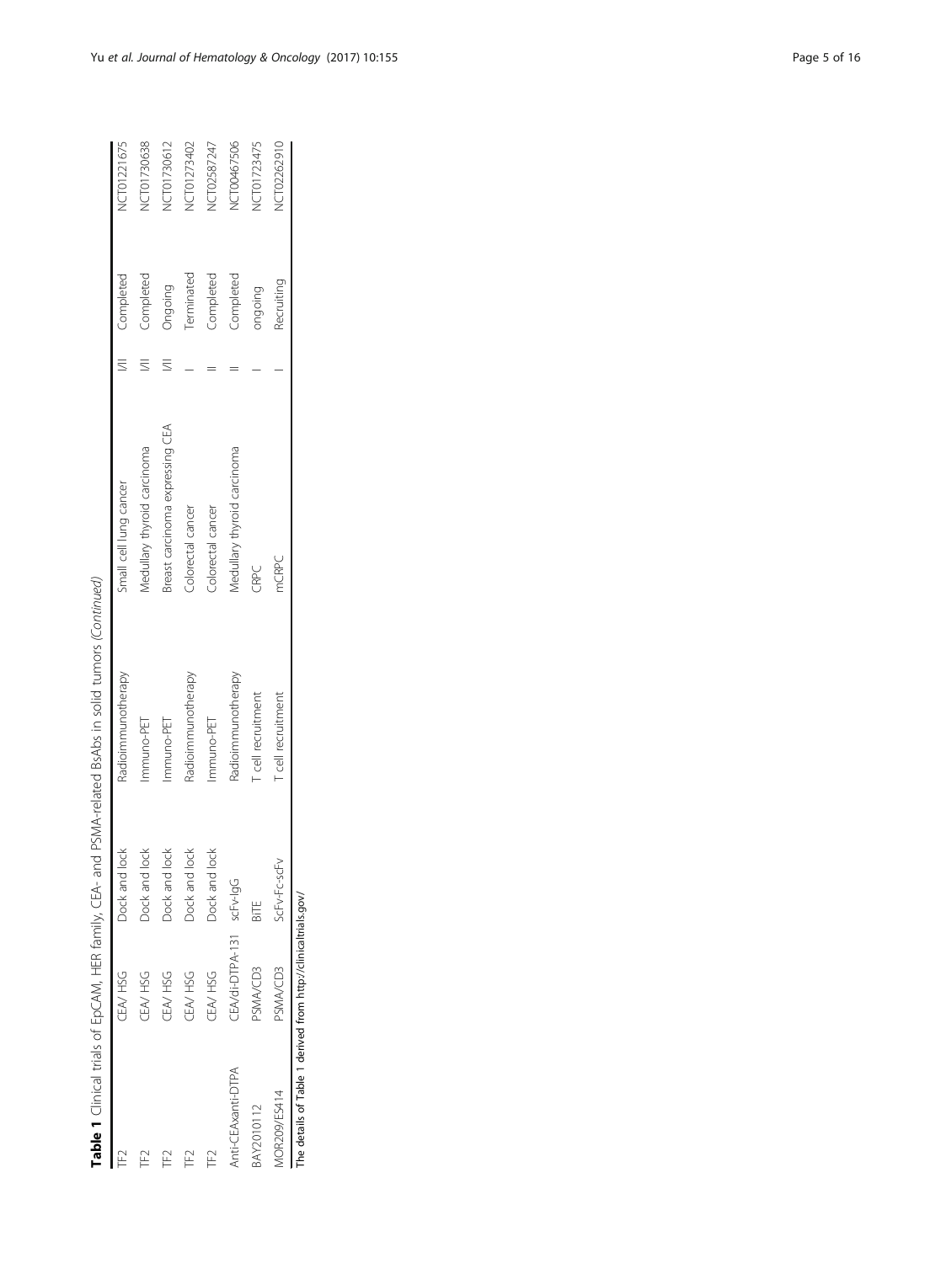**Table 1** Clinical trials of EpCAM, HER family, CEA- and PSMA-related BsAbs in solid tumors *(Continued)*

| | | | | | | | |
|---|---|---|---|---|---|---|---|
| TF2 | CEA/ HSG | Dock and lock | Radioimmunotherapy | Small cell lung cancer | I/II | Completed | NCT01221675 |
| TF2 | CEA/ HSG | Dock and lock | Immuno-PET | Medullary thyroid carcinoma | I/II | Completed | NCT01730638 |
| TF2 | CEA/ HSG | Dock and lock | Immuno-PET | Breast carcinoma expressing CEA | I/II | Ongoing | NCT01730612 |
| TF2 | CEA/ HSG | Dock and lock | Radioimmunotherapy | Colorectal cancer | I | Terminated | NCT01273402 |
| TF2 | CEA/ HSG | Dock and lock | Immuno-PET | Colorectal cancer | II | Completed | NCT02587247 |
| Anti-CEAxanti-DTPA | CEA/di-DTPA-131 | scFv-IgG | Radioimmunotherapy | Medullary thyroid carcinoma | II | Completed | NCT00467506 |
| BAY2010112 | PSMA/CD3 | BiTE | T cell recruitment | CRPC | I | ongoing | NCT01723475 |
| MOR209/ES414 | PSMA/CD3 | ScFv-Fc-scFv | T cell recruitment | mCRPC | I | Recruiting | NCT02262910 |

The details of Table 1 derived from http://clinicaltrials.gov/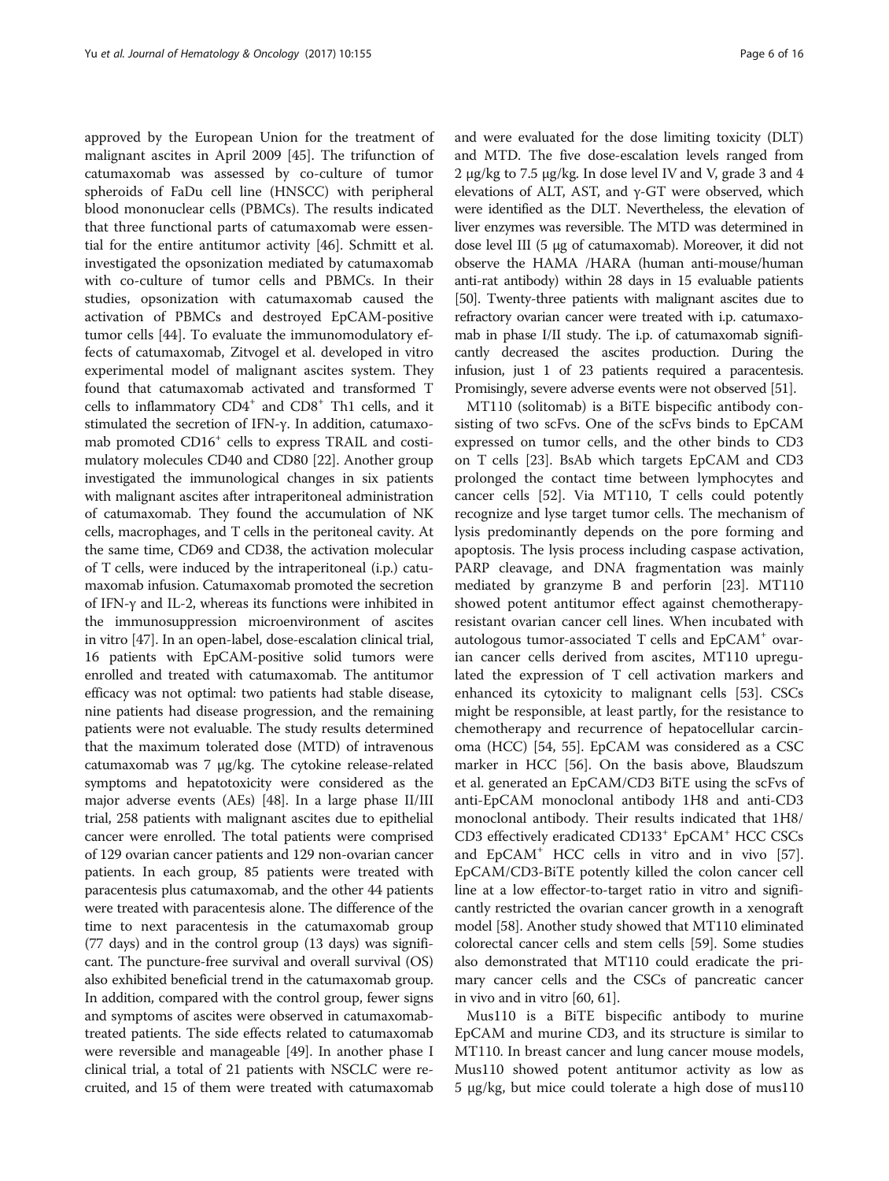approved by the European Union for the treatment of malignant ascites in April 2009 [45]. The trifunction of catumaxomab was assessed by co-culture of tumor spheroids of FaDu cell line (HNSCC) with peripheral blood mononuclear cells (PBMCs). The results indicated that three functional parts of catumaxomab were essential for the entire antitumor activity [46]. Schmitt et al. investigated the opsonization mediated by catumaxomab with co-culture of tumor cells and PBMCs. In their studies, opsonization with catumaxomab caused the activation of PBMCs and destroyed EpCAM-positive tumor cells [44]. To evaluate the immunomodulatory effects of catumaxomab, Zitvogel et al. developed in vitro experimental model of malignant ascites system. They found that catumaxomab activated and transformed T cells to inflammatory CD4$^+$ and CD8$^+$ Th1 cells, and it stimulated the secretion of IFN-γ. In addition, catumaxomab promoted CD16$^+$ cells to express TRAIL and costimulatory molecules CD40 and CD80 [22]. Another group investigated the immunological changes in six patients with malignant ascites after intraperitoneal administration of catumaxomab. They found the accumulation of NK cells, macrophages, and T cells in the peritoneal cavity. At the same time, CD69 and CD38, the activation molecular of T cells, were induced by the intraperitoneal (i.p.) catumaxomab infusion. Catumaxomab promoted the secretion of IFN-γ and IL-2, whereas its functions were inhibited in the immunosuppression microenvironment of ascites in vitro [47]. In an open-label, dose-escalation clinical trial, 16 patients with EpCAM-positive solid tumors were enrolled and treated with catumaxomab. The antitumor efficacy was not optimal: two patients had stable disease, nine patients had disease progression, and the remaining patients were not evaluable. The study results determined that the maximum tolerated dose (MTD) of intravenous catumaxomab was 7 μg/kg. The cytokine release-related symptoms and hepatotoxicity were considered as the major adverse events (AEs) [48]. In a large phase II/III trial, 258 patients with malignant ascites due to epithelial cancer were enrolled. The total patients were comprised of 129 ovarian cancer patients and 129 non-ovarian cancer patients. In each group, 85 patients were treated with paracentesis plus catumaxomab, and the other 44 patients were treated with paracentesis alone. The difference of the time to next paracentesis in the catumaxomab group (77 days) and in the control group (13 days) was significant. The puncture-free survival and overall survival (OS) also exhibited beneficial trend in the catumaxomab group. In addition, compared with the control group, fewer signs and symptoms of ascites were observed in catumaxomab-treated patients. The side effects related to catumaxomab were reversible and manageable [49]. In another phase I clinical trial, a total of 21 patients with NSCLC were recruited, and 15 of them were treated with catumaxomab and were evaluated for the dose limiting toxicity (DLT) and MTD. The five dose-escalation levels ranged from 2 μg/kg to 7.5 μg/kg. In dose level IV and V, grade 3 and 4 elevations of ALT, AST, and γ-GT were observed, which were identified as the DLT. Nevertheless, the elevation of liver enzymes was reversible. The MTD was determined in dose level III (5 μg of catumaxomab). Moreover, it did not observe the HAMA /HARA (human anti-mouse/human anti-rat antibody) within 28 days in 15 evaluable patients [50]. Twenty-three patients with malignant ascites due to refractory ovarian cancer were treated with i.p. catumaxomab in phase I/II study. The i.p. of catumaxomab significantly decreased the ascites production. During the infusion, just 1 of 23 patients required a paracentesis. Promisingly, severe adverse events were not observed [51].

MT110 (solitomab) is a BiTE bispecific antibody consisting of two scFvs. One of the scFvs binds to EpCAM expressed on tumor cells, and the other binds to CD3 on T cells [23]. BsAb which targets EpCAM and CD3 prolonged the contact time between lymphocytes and cancer cells [52]. Via MT110, T cells could potently recognize and lyse target tumor cells. The mechanism of lysis predominantly depends on the pore forming and apoptosis. The lysis process including caspase activation, PARP cleavage, and DNA fragmentation was mainly mediated by granzyme B and perforin [23]. MT110 showed potent antitumor effect against chemotherapy-resistant ovarian cancer cell lines. When incubated with autologous tumor-associated T cells and EpCAM$^+$ ovarian cancer cells derived from ascites, MT110 upregulated the expression of T cell activation markers and enhanced its cytoxicity to malignant cells [53]. CSCs might be responsible, at least partly, for the resistance to chemotherapy and recurrence of hepatocellular carcinoma (HCC) [54, 55]. EpCAM was considered as a CSC marker in HCC [56]. On the basis above, Blaudszum et al. generated an EpCAM/CD3 BiTE using the scFvs of anti-EpCAM monoclonal antibody 1H8 and anti-CD3 monoclonal antibody. Their results indicated that 1H8/CD3 effectively eradicated CD133$^+$ EpCAM$^+$ HCC CSCs and EpCAM$^+$ HCC cells in vitro and in vivo [57]. EpCAM/CD3-BiTE potently killed the colon cancer cell line at a low effector-to-target ratio in vitro and significantly restricted the ovarian cancer growth in a xenograft model [58]. Another study showed that MT110 eliminated colorectal cancer cells and stem cells [59]. Some studies also demonstrated that MT110 could eradicate the primary cancer cells and the CSCs of pancreatic cancer in vivo and in vitro [60, 61].

Mus110 is a BiTE bispecific antibody to murine EpCAM and murine CD3, and its structure is similar to MT110. In breast cancer and lung cancer mouse models, Mus110 showed potent antitumor activity as low as 5 μg/kg, but mice could tolerate a high dose of mus110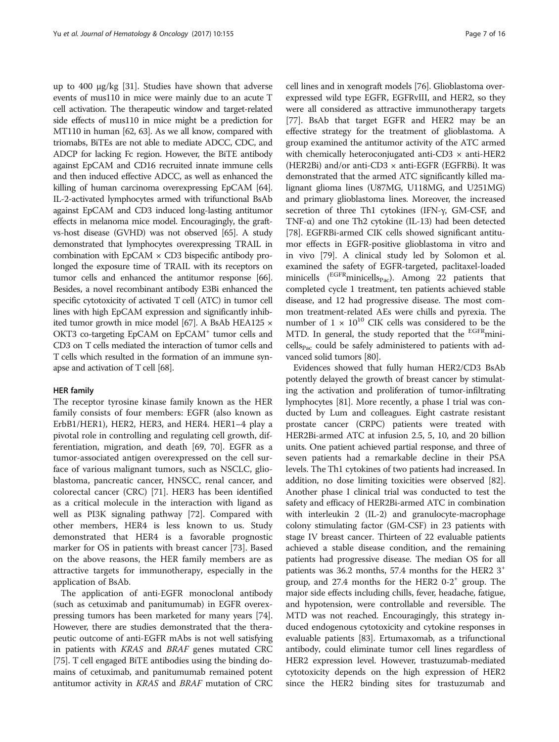up to 400 μg/kg [31]. Studies have shown that adverse events of mus110 in mice were mainly due to an acute T cell activation. The therapeutic window and target-related side effects of mus110 in mice might be a prediction for MT110 in human [62, 63]. As we all know, compared with triomabs, BiTEs are not able to mediate ADCC, CDC, and ADCP for lacking Fc region. However, the BiTE antibody against EpCAM and CD16 recruited innate immune cells and then induced effective ADCC, as well as enhanced the killing of human carcinoma overexpressing EpCAM [64]. IL-2-activated lymphocytes armed with trifunctional BsAb against EpCAM and CD3 induced long-lasting antitumor effects in melanoma mice model. Encouragingly, the graft-vs-host disease (GVHD) was not observed [65]. A study demonstrated that lymphocytes overexpressing TRAIL in combination with EpCAM × CD3 bispecific antibody prolonged the exposure time of TRAIL with its receptors on tumor cells and enhanced the antitumor response [66]. Besides, a novel recombinant antibody E3Bi enhanced the specific cytotoxicity of activated T cell (ATC) in tumor cell lines with high EpCAM expression and significantly inhibited tumor growth in mice model [67]. A BsAb HEA125 × OKT3 co-targeting EpCAM on EpCAM$^+$ tumor cells and CD3 on T cells mediated the interaction of tumor cells and T cells which resulted in the formation of an immune synapse and activation of T cell [68].

### HER family

The receptor tyrosine kinase family known as the HER family consists of four members: EGFR (also known as ErbB1/HER1), HER2, HER3, and HER4. HER1–4 play a pivotal role in controlling and regulating cell growth, differentiation, migration, and death [69, 70]. EGFR as a tumor-associated antigen overexpressed on the cell surface of various malignant tumors, such as NSCLC, glioblastoma, pancreatic cancer, HNSCC, renal cancer, and colorectal cancer (CRC) [71]. HER3 has been identified as a critical molecule in the interaction with ligand as well as PI3K signaling pathway [72]. Compared with other members, HER4 is less known to us. Study demonstrated that HER4 is a favorable prognostic marker for OS in patients with breast cancer [73]. Based on the above reasons, the HER family members are as attractive targets for immunotherapy, especially in the application of BsAb.

The application of anti-EGFR monoclonal antibody (such as cetuximab and panitumumab) in EGFR overexpressing tumors has been marketed for many years [74]. However, there are studies demonstrated that the therapeutic outcome of anti-EGFR mAbs is not well satisfying in patients with *KRAS* and *BRAF* genes mutated CRC [75]. T cell engaged BiTE antibodies using the binding domains of cetuximab, and panitumumab remained potent antitumor activity in *KRAS* and *BRAF* mutation of CRC cell lines and in xenograft models [76]. Glioblastoma overexpressed wild type EGFR, EGFRvIII, and HER2, so they were all considered as attractive immunotherapy targets [77]. BsAb that target EGFR and HER2 may be an effective strategy for the treatment of glioblastoma. A group examined the antitumor activity of the ATC armed with chemically heteroconjugated anti-CD3 × anti-HER2 (HER2Bi) and/or anti-CD3 × anti-EGFR (EGFRBi). It was demonstrated that the armed ATC significantly killed malignant glioma lines (U87MG, U118MG, and U251MG) and primary glioblastoma lines. Moreover, the increased secretion of three Th1 cytokines (IFN-γ, GM-CSF, and TNF-α) and one Th2 cytokine (IL-13) had been detected [78]. EGFRBi-armed CIK cells showed significant antitumor effects in EGFR-positive glioblastoma in vitro and in vivo [79]. A clinical study led by Solomon et al. examined the safety of EGFR-targeted, paclitaxel-loaded minicells ($^{EGFR}$minicells$_{Pac}$). Among 22 patients that completed cycle 1 treatment, ten patients achieved stable disease, and 12 had progressive disease. The most common treatment-related AEs were chills and pyrexia. The number of $1 \times 10^{10}$ CIK cells was considered to be the MTD. In general, the study reported that the $^{EGFR}$minicells$_{Pac}$ could be safely administered to patients with advanced solid tumors [80].

Evidences showed that fully human HER2/CD3 BsAb potently delayed the growth of breast cancer by stimulating the activation and proliferation of tumor-infiltrating lymphocytes [81]. More recently, a phase I trial was conducted by Lum and colleagues. Eight castrate resistant prostate cancer (CRPC) patients were treated with HER2Bi-armed ATC at infusion 2.5, 5, 10, and 20 billion units. One patient achieved partial response, and three of seven patients had a remarkable decline in their PSA levels. The Th1 cytokines of two patients had increased. In addition, no dose limiting toxicities were observed [82]. Another phase I clinical trial was conducted to test the safety and efficacy of HER2Bi-armed ATC in combination with interleukin 2 (IL-2) and granulocyte-macrophage colony stimulating factor (GM-CSF) in 23 patients with stage IV breast cancer. Thirteen of 22 evaluable patients achieved a stable disease condition, and the remaining patients had progressive disease. The median OS for all patients was 36.2 months, 57.4 months for the HER2 3$^+$ group, and 27.4 months for the HER2 0-2$^+$ group. The major side effects including chills, fever, headache, fatigue, and hypotension, were controllable and reversible. The MTD was not reached. Encouragingly, this strategy induced endogenous cytotoxicity and cytokine responses in evaluable patients [83]. Ertumaxomab, as a trifunctional antibody, could eliminate tumor cell lines regardless of HER2 expression level. However, trastuzumab-mediated cytotoxicity depends on the high expression of HER2 since the HER2 binding sites for trastuzumab and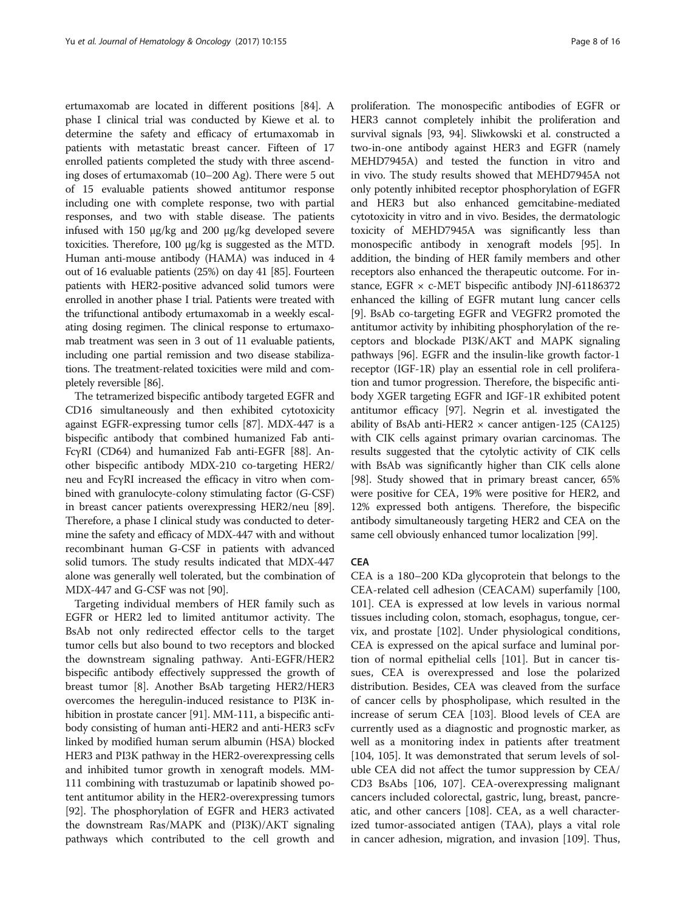ertumaxomab are located in different positions [84]. A phase I clinical trial was conducted by Kiewe et al. to determine the safety and efficacy of ertumaxomab in patients with metastatic breast cancer. Fifteen of 17 enrolled patients completed the study with three ascending doses of ertumaxomab (10–200 Ag). There were 5 out of 15 evaluable patients showed antitumor response including one with complete response, two with partial responses, and two with stable disease. The patients infused with 150 μg/kg and 200 μg/kg developed severe toxicities. Therefore, 100 μg/kg is suggested as the MTD. Human anti-mouse antibody (HAMA) was induced in 4 out of 16 evaluable patients (25%) on day 41 [85]. Fourteen patients with HER2-positive advanced solid tumors were enrolled in another phase I trial. Patients were treated with the trifunctional antibody ertumaxomab in a weekly escalating dosing regimen. The clinical response to ertumaxomab treatment was seen in 3 out of 11 evaluable patients, including one partial remission and two disease stabilizations. The treatment-related toxicities were mild and completely reversible [86].

The tetramerized bispecific antibody targeted EGFR and CD16 simultaneously and then exhibited cytotoxicity against EGFR-expressing tumor cells [87]. MDX-447 is a bispecific antibody that combined humanized Fab anti-FcγRI (CD64) and humanized Fab anti-EGFR [88]. Another bispecific antibody MDX-210 co-targeting HER2/neu and FcγRI increased the efficacy in vitro when combined with granulocyte-colony stimulating factor (G-CSF) in breast cancer patients overexpressing HER2/neu [89]. Therefore, a phase I clinical study was conducted to determine the safety and efficacy of MDX-447 with and without recombinant human G-CSF in patients with advanced solid tumors. The study results indicated that MDX-447 alone was generally well tolerated, but the combination of MDX-447 and G-CSF was not [90].

Targeting individual members of HER family such as EGFR or HER2 led to limited antitumor activity. The BsAb not only redirected effector cells to the target tumor cells but also bound to two receptors and blocked the downstream signaling pathway. Anti-EGFR/HER2 bispecific antibody effectively suppressed the growth of breast tumor [8]. Another BsAb targeting HER2/HER3 overcomes the heregulin-induced resistance to PI3K inhibition in prostate cancer [91]. MM-111, a bispecific antibody consisting of human anti-HER2 and anti-HER3 scFv linked by modified human serum albumin (HSA) blocked HER3 and PI3K pathway in the HER2-overexpressing cells and inhibited tumor growth in xenograft models. MM-111 combining with trastuzumab or lapatinib showed potent antitumor ability in the HER2-overexpressing tumors [92]. The phosphorylation of EGFR and HER3 activated the downstream Ras/MAPK and (PI3K)/AKT signaling pathways which contributed to the cell growth and proliferation. The monospecific antibodies of EGFR or HER3 cannot completely inhibit the proliferation and survival signals [93, 94]. Sliwkowski et al. constructed a two-in-one antibody against HER3 and EGFR (namely MEHD7945A) and tested the function in vitro and in vivo. The study results showed that MEHD7945A not only potently inhibited receptor phosphorylation of EGFR and HER3 but also enhanced gemcitabine-mediated cytotoxicity in vitro and in vivo. Besides, the dermatologic toxicity of MEHD7945A was significantly less than monospecific antibody in xenograft models [95]. In addition, the binding of HER family members and other receptors also enhanced the therapeutic outcome. For instance, EGFR × c-MET bispecific antibody JNJ-61186372 enhanced the killing of EGFR mutant lung cancer cells [9]. BsAb co-targeting EGFR and VEGFR2 promoted the antitumor activity by inhibiting phosphorylation of the receptors and blockade PI3K/AKT and MAPK signaling pathways [96]. EGFR and the insulin-like growth factor-1 receptor (IGF-1R) play an essential role in cell proliferation and tumor progression. Therefore, the bispecific antibody XGER targeting EGFR and IGF-1R exhibited potent antitumor efficacy [97]. Negrin et al. investigated the ability of BsAb anti-HER2 × cancer antigen-125 (CA125) with CIK cells against primary ovarian carcinomas. The results suggested that the cytolytic activity of CIK cells with BsAb was significantly higher than CIK cells alone [98]. Study showed that in primary breast cancer, 65% were positive for CEA, 19% were positive for HER2, and 12% expressed both antigens. Therefore, the bispecific antibody simultaneously targeting HER2 and CEA on the same cell obviously enhanced tumor localization [99].

## CEA

CEA is a 180–200 KDa glycoprotein that belongs to the CEA-related cell adhesion (CEACAM) superfamily [100, 101]. CEA is expressed at low levels in various normal tissues including colon, stomach, esophagus, tongue, cervix, and prostate [102]. Under physiological conditions, CEA is expressed on the apical surface and luminal portion of normal epithelial cells [101]. But in cancer tissues, CEA is overexpressed and lose the polarized distribution. Besides, CEA was cleaved from the surface of cancer cells by phospholipase, which resulted in the increase of serum CEA [103]. Blood levels of CEA are currently used as a diagnostic and prognostic marker, as well as a monitoring index in patients after treatment [104, 105]. It was demonstrated that serum levels of soluble CEA did not affect the tumor suppression by CEA/CD3 BsAbs [106, 107]. CEA-overexpressing malignant cancers included colorectal, gastric, lung, breast, pancreatic, and other cancers [108]. CEA, as a well characterized tumor-associated antigen (TAA), plays a vital role in cancer adhesion, migration, and invasion [109]. Thus,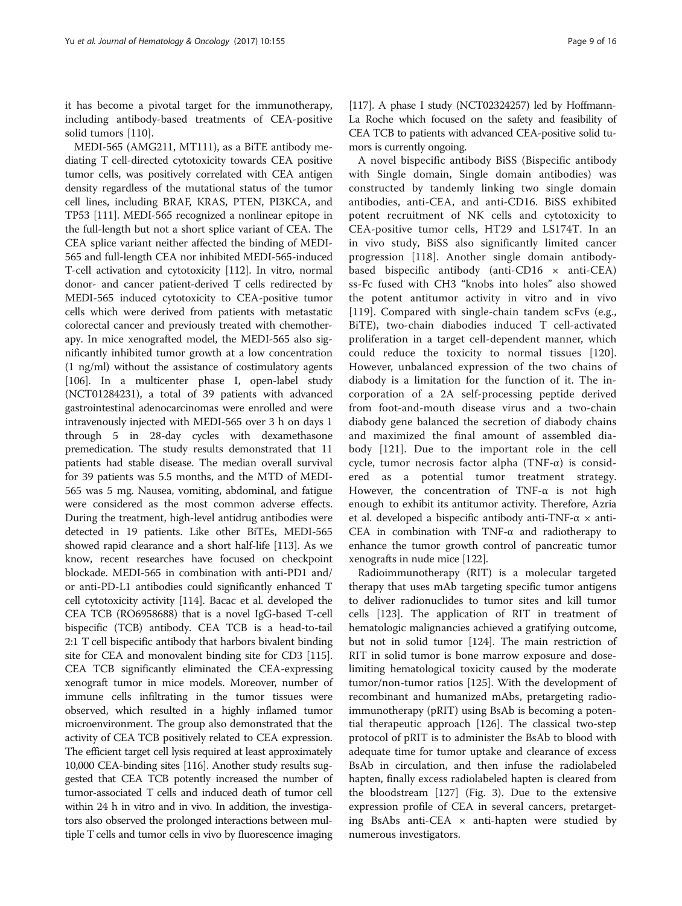it has become a pivotal target for the immunotherapy, including antibody-based treatments of CEA-positive solid tumors [110].

MEDI-565 (AMG211, MT111), as a BiTE antibody mediating T cell-directed cytotoxicity towards CEA positive tumor cells, was positively correlated with CEA antigen density regardless of the mutational status of the tumor cell lines, including BRAF, KRAS, PTEN, PI3KCA, and TP53 [111]. MEDI-565 recognized a nonlinear epitope in the full-length but not a short splice variant of CEA. The CEA splice variant neither affected the binding of MEDI-565 and full-length CEA nor inhibited MEDI-565-induced T-cell activation and cytotoxicity [112]. In vitro, normal donor- and cancer patient-derived T cells redirected by MEDI-565 induced cytotoxicity to CEA-positive tumor cells which were derived from patients with metastatic colorectal cancer and previously treated with chemotherapy. In mice xenografted model, the MEDI-565 also significantly inhibited tumor growth at a low concentration (1 ng/ml) without the assistance of costimulatory agents [106]. In a multicenter phase I, open-label study (NCT01284231), a total of 39 patients with advanced gastrointestinal adenocarcinomas were enrolled and were intravenously injected with MEDI-565 over 3 h on days 1 through 5 in 28-day cycles with dexamethasone premedication. The study results demonstrated that 11 patients had stable disease. The median overall survival for 39 patients was 5.5 months, and the MTD of MEDI-565 was 5 mg. Nausea, vomiting, abdominal, and fatigue were considered as the most common adverse effects. During the treatment, high-level antidrug antibodies were detected in 19 patients. Like other BiTEs, MEDI-565 showed rapid clearance and a short half-life [113]. As we know, recent researches have focused on checkpoint blockade. MEDI-565 in combination with anti-PD1 and/or anti-PD-L1 antibodies could significantly enhanced T cell cytotoxicity activity [114]. Bacac et al. developed the CEA TCB (RO6958688) that is a novel IgG-based T-cell bispecific (TCB) antibody. CEA TCB is a head-to-tail 2:1 T cell bispecific antibody that harbors bivalent binding site for CEA and monovalent binding site for CD3 [115]. CEA TCB significantly eliminated the CEA-expressing xenograft tumor in mice models. Moreover, number of immune cells infiltrating in the tumor tissues were observed, which resulted in a highly inflamed tumor microenvironment. The group also demonstrated that the activity of CEA TCB positively related to CEA expression. The efficient target cell lysis required at least approximately 10,000 CEA-binding sites [116]. Another study results suggested that CEA TCB potently increased the number of tumor-associated T cells and induced death of tumor cell within 24 h in vitro and in vivo. In addition, the investigators also observed the prolonged interactions between multiple T cells and tumor cells in vivo by fluorescence imaging [117]. A phase I study (NCT02324257) led by Hoffmann-La Roche which focused on the safety and feasibility of CEA TCB to patients with advanced CEA-positive solid tumors is currently ongoing.

A novel bispecific antibody BiSS (Bispecific antibody with Single domain, Single domain antibodies) was constructed by tandemly linking two single domain antibodies, anti-CEA, and anti-CD16. BiSS exhibited potent recruitment of NK cells and cytotoxicity to CEA-positive tumor cells, HT29 and LS174T. In an in vivo study, BiSS also significantly limited cancer progression [118]. Another single domain antibody-based bispecific antibody (anti-CD16 × anti-CEA) ss-Fc fused with CH3 "knobs into holes" also showed the potent antitumor activity in vitro and in vivo [119]. Compared with single-chain tandem scFvs (e.g., BiTE), two-chain diabodies induced T cell-activated proliferation in a target cell-dependent manner, which could reduce the toxicity to normal tissues [120]. However, unbalanced expression of the two chains of diabody is a limitation for the function of it. The incorporation of a 2A self-processing peptide derived from foot-and-mouth disease virus and a two-chain diabody gene balanced the secretion of diabody chains and maximized the final amount of assembled diabody [121]. Due to the important role in the cell cycle, tumor necrosis factor alpha (TNF-α) is considered as a potential tumor treatment strategy. However, the concentration of TNF-α is not high enough to exhibit its antitumor activity. Therefore, Azria et al. developed a bispecific antibody anti-TNF-α × anti-CEA in combination with TNF-α and radiotherapy to enhance the tumor growth control of pancreatic tumor xenografts in nude mice [122].

Radioimmunotherapy (RIT) is a molecular targeted therapy that uses mAb targeting specific tumor antigens to deliver radionuclides to tumor sites and kill tumor cells [123]. The application of RIT in treatment of hematologic malignancies achieved a gratifying outcome, but not in solid tumor [124]. The main restriction of RIT in solid tumor is bone marrow exposure and dose-limiting hematological toxicity caused by the moderate tumor/non-tumor ratios [125]. With the development of recombinant and humanized mAbs, pretargeting radioimmunotherapy (pRIT) using BsAb is becoming a potential therapeutic approach [126]. The classical two-step protocol of pRIT is to administer the BsAb to blood with adequate time for tumor uptake and clearance of excess BsAb in circulation, and then infuse the radiolabeled hapten, finally excess radiolabeled hapten is cleared from the bloodstream [127] (Fig. 3). Due to the extensive expression profile of CEA in several cancers, pretargeting BsAbs anti-CEA × anti-hapten were studied by numerous investigators.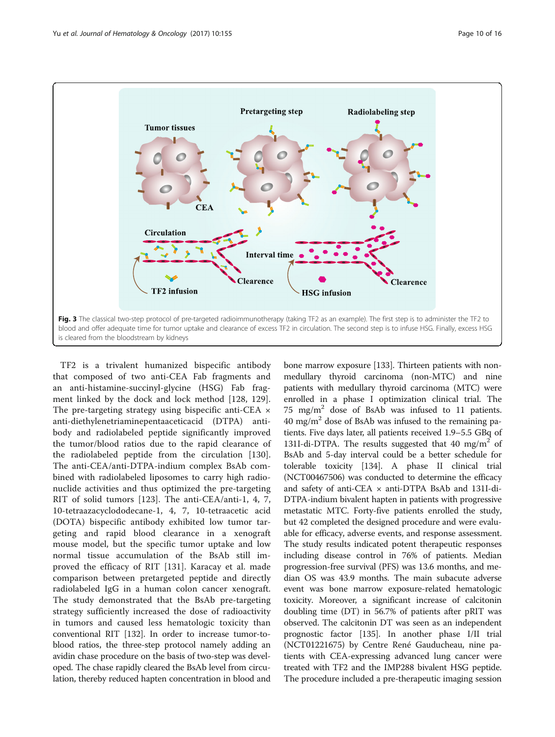**Fig. 3** The classical two-step protocol of pre-targeted radioimmunotherapy (taking TF2 as an example). The first step is to administer the TF2 to blood and offer adequate time for tumor uptake and clearance of excess TF2 in circulation. The second step is to infuse HSG. Finally, excess HSG is cleared from the bloodstream by kidneys

TF2 is a trivalent humanized bispecific antibody that composed of two anti-CEA Fab fragments and an anti-histamine-succinyl-glycine (HSG) Fab fragment linked by the dock and lock method [128, 129]. The pre-targeting strategy using bispecific anti-CEA × anti-diethylenetriaminepentaaceticacid (DTPA) antibody and radiolabeled peptide significantly improved the tumor/blood ratios due to the rapid clearance of the radiolabeled peptide from the circulation [130]. The anti-CEA/anti-DTPA-indium complex BsAb combined with radiolabeled liposomes to carry high radionuclide activities and thus optimized the pre-targeting RIT of solid tumors [123]. The anti-CEA/anti-1, 4, 7, 10-tetraazacyclododecane-1, 4, 7, 10-tetraacetic acid (DOTA) bispecific antibody exhibited low tumor targeting and rapid blood clearance in a xenograft mouse model, but the specific tumor uptake and low normal tissue accumulation of the BsAb still improved the efficacy of RIT [131]. Karacay et al. made comparison between pretargeted peptide and directly radiolabeled IgG in a human colon cancer xenograft. The study demonstrated that the BsAb pre-targeting strategy sufficiently increased the dose of radioactivity in tumors and caused less hematologic toxicity than conventional RIT [132]. In order to increase tumor-to-blood ratios, the three-step protocol namely adding an avidin chase procedure on the basis of two-step was developed. The chase rapidly cleared the BsAb level from circulation, thereby reduced hapten concentration in blood and bone marrow exposure [133]. Thirteen patients with non-medullary thyroid carcinoma (non-MTC) and nine patients with medullary thyroid carcinoma (MTC) were enrolled in a phase I optimization clinical trial. The 75 mg/m$^2$ dose of BsAb was infused to 11 patients. 40 mg/m$^2$ dose of BsAb was infused to the remaining patients. Five days later, all patients received 1.9–5.5 GBq of 131I-di-DTPA. The results suggested that 40 mg/m$^2$ of BsAb and 5-day interval could be a better schedule for tolerable toxicity [134]. A phase II clinical trial (NCT00467506) was conducted to determine the efficacy and safety of anti-CEA × anti-DTPA BsAb and 131I-di-DTPA-indium bivalent hapten in patients with progressive metastatic MTC. Forty-five patients enrolled the study, but 42 completed the designed procedure and were evaluable for efficacy, adverse events, and response assessment. The study results indicated potent therapeutic responses including disease control in 76% of patients. Median progression-free survival (PFS) was 13.6 months, and median OS was 43.9 months. The main subacute adverse event was bone marrow exposure-related hematologic toxicity. Moreover, a significant increase of calcitonin doubling time (DT) in 56.7% of patients after pRIT was observed. The calcitonin DT was seen as an independent prognostic factor [135]. In another phase I/II trial (NCT01221675) by Centre René Gauducheau, nine patients with CEA-expressing advanced lung cancer were treated with TF2 and the IMP288 bivalent HSG peptide. The procedure included a pre-therapeutic imaging session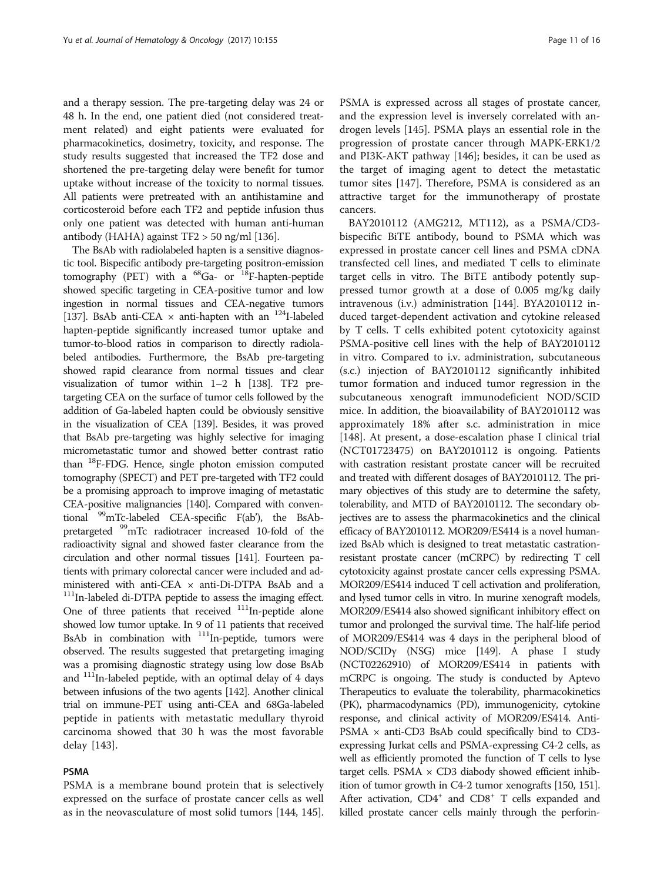and a therapy session. The pre-targeting delay was 24 or 48 h. In the end, one patient died (not considered treatment related) and eight patients were evaluated for pharmacokinetics, dosimetry, toxicity, and response. The study results suggested that increased the TF2 dose and shortened the pre-targeting delay were benefit for tumor uptake without increase of the toxicity to normal tissues. All patients were pretreated with an antihistamine and corticosteroid before each TF2 and peptide infusion thus only one patient was detected with human anti-human antibody (HAHA) against TF2 > 50 ng/ml [136].

The BsAb with radiolabeled hapten is a sensitive diagnostic tool. Bispecific antibody pre-targeting positron-emission tomography (PET) with a $^{68}$Ga- or $^{18}$F-hapten-peptide showed specific targeting in CEA-positive tumor and low ingestion in normal tissues and CEA-negative tumors [137]. BsAb anti-CEA × anti-hapten with an $^{124}$I-labeled hapten-peptide significantly increased tumor uptake and tumor-to-blood ratios in comparison to directly radiolabeled antibodies. Furthermore, the BsAb pre-targeting showed rapid clearance from normal tissues and clear visualization of tumor within 1–2 h [138]. TF2 pre-targeting CEA on the surface of tumor cells followed by the addition of Ga-labeled hapten could be obviously sensitive in the visualization of CEA [139]. Besides, it was proved that BsAb pre-targeting was highly selective for imaging micrometastatic tumor and showed better contrast ratio than $^{18}$F-FDG. Hence, single photon emission computed tomography (SPECT) and PET pre-targeted with TF2 could be a promising approach to improve imaging of metastatic CEA-positive malignancies [140]. Compared with conventional $^{99}$mTc-labeled CEA-specific F(ab'), the BsAb-pretargeted $^{99}$mTc radiotracer increased 10-fold of the radioactivity signal and showed faster clearance from the circulation and other normal tissues [141]. Fourteen patients with primary colorectal cancer were included and administered with anti-CEA × anti-Di-DTPA BsAb and a $^{111}$In-labeled di-DTPA peptide to assess the imaging effect. One of three patients that received $^{111}$In-peptide alone showed low tumor uptake. In 9 of 11 patients that received BsAb in combination with $^{111}$In-peptide, tumors were observed. The results suggested that pretargeting imaging was a promising diagnostic strategy using low dose BsAb and $^{111}$In-labeled peptide, with an optimal delay of 4 days between infusions of the two agents [142]. Another clinical trial on immune-PET using anti-CEA and 68Ga-labeled peptide in patients with metastatic medullary thyroid carcinoma showed that 30 h was the most favorable delay [143].

## PSMA

PSMA is a membrane bound protein that is selectively expressed on the surface of prostate cancer cells as well as in the neovasculature of most solid tumors [144, 145]. PSMA is expressed across all stages of prostate cancer, and the expression level is inversely correlated with androgen levels [145]. PSMA plays an essential role in the progression of prostate cancer through MAPK-ERK1/2 and PI3K-AKT pathway [146]; besides, it can be used as the target of imaging agent to detect the metastatic tumor sites [147]. Therefore, PSMA is considered as an attractive target for the immunotherapy of prostate cancers.

BAY2010112 (AMG212, MT112), as a PSMA/CD3-bispecific BiTE antibody, bound to PSMA which was expressed in prostate cancer cell lines and PSMA cDNA transfected cell lines, and mediated T cells to eliminate target cells in vitro. The BiTE antibody potently suppressed tumor growth at a dose of 0.005 mg/kg daily intravenous (i.v.) administration [144]. BYA2010112 induced target-dependent activation and cytokine released by T cells. T cells exhibited potent cytotoxicity against PSMA-positive cell lines with the help of BAY2010112 in vitro. Compared to i.v. administration, subcutaneous (s.c.) injection of BAY2010112 significantly inhibited tumor formation and induced tumor regression in the subcutaneous xenograft immunodeficient NOD/SCID mice. In addition, the bioavailability of BAY2010112 was approximately 18% after s.c. administration in mice [148]. At present, a dose-escalation phase I clinical trial (NCT01723475) on BAY2010112 is ongoing. Patients with castration resistant prostate cancer will be recruited and treated with different dosages of BAY2010112. The primary objectives of this study are to determine the safety, tolerability, and MTD of BAY2010112. The secondary objectives are to assess the pharmacokinetics and the clinical efficacy of BAY2010112. MOR209/ES414 is a novel humanized BsAb which is designed to treat metastatic castration-resistant prostate cancer (mCRPC) by redirecting T cell cytotoxicity against prostate cancer cells expressing PSMA. MOR209/ES414 induced T cell activation and proliferation, and lysed tumor cells in vitro. In murine xenograft models, MOR209/ES414 also showed significant inhibitory effect on tumor and prolonged the survival time. The half-life period of MOR209/ES414 was 4 days in the peripheral blood of NOD/SCIDγ (NSG) mice [149]. A phase I study (NCT02262910) of MOR209/ES414 in patients with mCRPC is ongoing. The study is conducted by Aptevo Therapeutics to evaluate the tolerability, pharmacokinetics (PK), pharmacodynamics (PD), immunogenicity, cytokine response, and clinical activity of MOR209/ES414. Anti-PSMA × anti-CD3 BsAb could specifically bind to CD3-expressing Jurkat cells and PSMA-expressing C4-2 cells, as well as efficiently promoted the function of T cells to lyse target cells. PSMA × CD3 diabody showed efficient inhibition of tumor growth in C4-2 tumor xenografts [150, 151]. After activation, $CD4^+$ and $CD8^+$ T cells expanded and killed prostate cancer cells mainly through the perforin-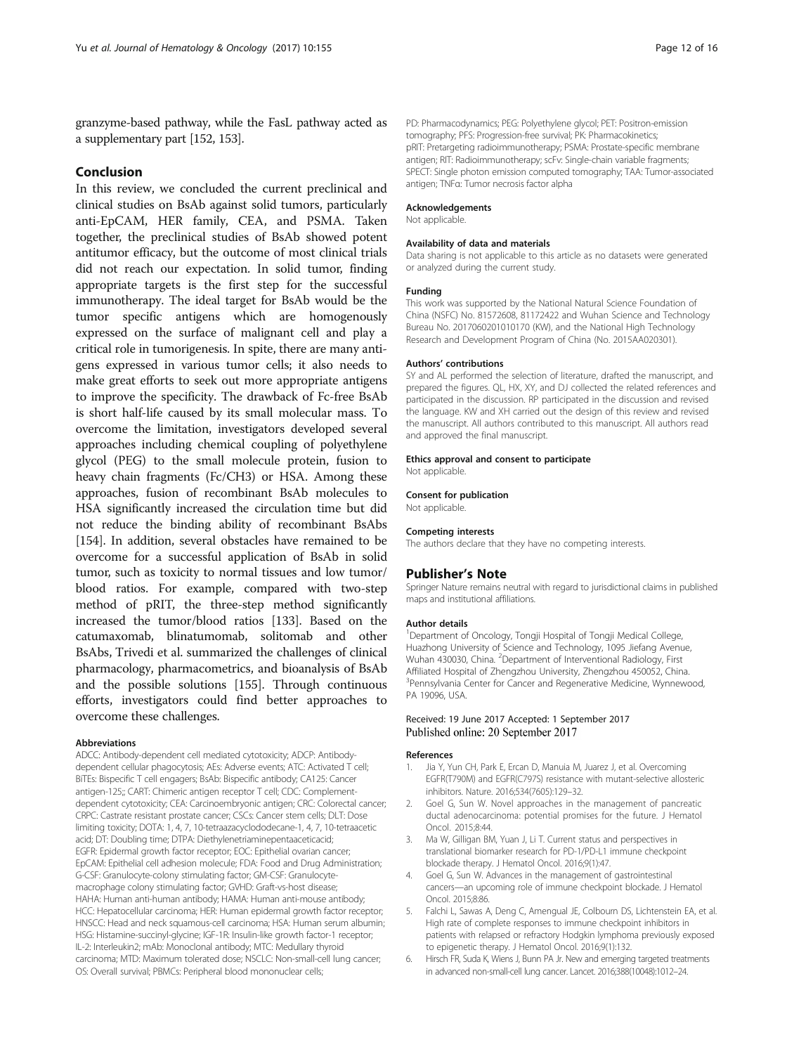granzyme-based pathway, while the FasL pathway acted as a supplementary part [152, 153].

## Conclusion

In this review, we concluded the current preclinical and clinical studies on BsAb against solid tumors, particularly anti-EpCAM, HER family, CEA, and PSMA. Taken together, the preclinical studies of BsAb showed potent antitumor efficacy, but the outcome of most clinical trials did not reach our expectation. In solid tumor, finding appropriate targets is the first step for the successful immunotherapy. The ideal target for BsAb would be the tumor specific antigens which are homogenously expressed on the surface of malignant cell and play a critical role in tumorigenesis. In spite, there are many antigens expressed in various tumor cells; it also needs to make great efforts to seek out more appropriate antigens to improve the specificity. The drawback of Fc-free BsAb is short half-life caused by its small molecular mass. To overcome the limitation, investigators developed several approaches including chemical coupling of polyethylene glycol (PEG) to the small molecule protein, fusion to heavy chain fragments (Fc/CH3) or HSA. Among these approaches, fusion of recombinant BsAb molecules to HSA significantly increased the circulation time but did not reduce the binding ability of recombinant BsAbs [154]. In addition, several obstacles have remained to be overcome for a successful application of BsAb in solid tumor, such as toxicity to normal tissues and low tumor/blood ratios. For example, compared with two-step method of pRIT, the three-step method significantly increased the tumor/blood ratios [133]. Based on the catumaxomab, blinatumomab, solitomab and other BsAbs, Trivedi et al. summarized the challenges of clinical pharmacology, pharmacometrics, and bioanalysis of BsAb and the possible solutions [155]. Through continuous efforts, investigators could find better approaches to overcome these challenges.

#### Abbreviations

ADCC: Antibody-dependent cell mediated cytotoxicity; ADCP: Antibody-dependent cellular phagocytosis; AEs: Adverse events; ATC: Activated T cell; BiTEs: Bispecific T cell engagers; BsAb: Bispecific antibody; CA125: Cancer antigen-125;; CART: Chimeric antigen receptor T cell; CDC: Complement-dependent cytotoxicity; CEA: Carcinoembryonic antigen; CRC: Colorectal cancer; CRPC: Castrate resistant prostate cancer; CSCs: Cancer stem cells; DLT: Dose limiting toxicity; DOTA: 1, 4, 7, 10-tetraazacyclododecane-1, 4, 7, 10-tetraacetic acid; DT: Doubling time; DTPA: Diethylenetriaminepentaaceticacid; EGFR: Epidermal growth factor receptor; EOC: Epithelial ovarian cancer; EpCAM: Epithelial cell adhesion molecule; FDA: Food and Drug Administration; G-CSF: Granulocyte-colony stimulating factor; GM-CSF: Granulocyte-macrophage colony stimulating factor; GVHD: Graft-vs-host disease; HAHA: Human anti-human antibody; HAMA: Human anti-mouse antibody; HCC: Hepatocellular carcinoma; HER: Human epidermal growth factor receptor; HNSCC: Head and neck squamous-cell carcinoma; HSA: Human serum albumin; HSG: Histamine-succinyl-glycine; IGF-1R: Insulin-like growth factor-1 receptor; IL-2: Interleukin2; mAb: Monoclonal antibody; MTC: Medullary thyroid carcinoma; MTD: Maximum tolerated dose; NSCLC: Non-small-cell lung cancer; OS: Overall survival; PBMCs: Peripheral blood mononuclear cells; PD: Pharmacodynamics; PEG: Polyethylene glycol; PET: Positron-emission tomography; PFS: Progression-free survival; PK: Pharmacokinetics; pRIT: Pretargeting radioimmunotherapy; PSMA: Prostate-specific membrane antigen; RIT: Radioimmunotherapy; scFv: Single-chain variable fragments; SPECT: Single photon emission computed tomography; TAA: Tumor-associated antigen; TNFα: Tumor necrosis factor alpha

#### Acknowledgements

Not applicable.

#### Availability of data and materials

Data sharing is not applicable to this article as no datasets were generated or analyzed during the current study.

#### Funding

This work was supported by the National Natural Science Foundation of China (NSFC) No. 81572608, 81172422 and Wuhan Science and Technology Bureau No. 2017060201010170 (KW), and the National High Technology Research and Development Program of China (No. 2015AA020301).

#### Authors' contributions

SY and AL performed the selection of literature, drafted the manuscript, and prepared the figures. QL, HX, XY, and DJ collected the related references and participated in the discussion. RP participated in the discussion and revised the language. KW and XH carried out the design of this review and revised the manuscript. All authors contributed to this manuscript. All authors read and approved the final manuscript.

#### Ethics approval and consent to participate

Not applicable.

#### Consent for publication

Not applicable.

#### Competing interests

The authors declare that they have no competing interests.

## Publisher's Note

Springer Nature remains neutral with regard to jurisdictional claims in published maps and institutional affiliations.

#### Author details

[1]Department of Oncology, Tongji Hospital of Tongji Medical College, Huazhong University of Science and Technology, 1095 Jiefang Avenue, Wuhan 430030, China. [2]Department of Interventional Radiology, First Affiliated Hospital of Zhengzhou University, Zhengzhou 450052, China. [3]Pennsylvania Center for Cancer and Regenerative Medicine, Wynnewood, PA 19096, USA.

Received: 19 June 2017 Accepted: 1 September 2017
Published online: 20 September 2017

#### References

1. Jia Y, Yun CH, Park E, Ercan D, Manuia M, Juarez J, et al. Overcoming EGFR(T790M) and EGFR(C797S) resistance with mutant-selective allosteric inhibitors. Nature. 2016;534(7605):129–32.
2. Goel G, Sun W. Novel approaches in the management of pancreatic ductal adenocarcinoma: potential promises for the future. J Hematol Oncol. 2015;8:44.
3. Ma W, Gilligan BM, Yuan J, Li T. Current status and perspectives in translational biomarker research for PD-1/PD-L1 immune checkpoint blockade therapy. J Hematol Oncol. 2016;9(1):47.
4. Goel G, Sun W. Advances in the management of gastrointestinal cancers—an upcoming role of immune checkpoint blockade. J Hematol Oncol. 2015;8:86.
5. Falchi L, Sawas A, Deng C, Amengual JE, Colbourn DS, Lichtenstein EA, et al. High rate of complete responses to immune checkpoint inhibitors in patients with relapsed or refractory Hodgkin lymphoma previously exposed to epigenetic therapy. J Hematol Oncol. 2016;9(1):132.
6. Hirsch FR, Suda K, Wiens J, Bunn PA Jr. New and emerging targeted treatments in advanced non-small-cell lung cancer. Lancet. 2016;388(10048):1012–24.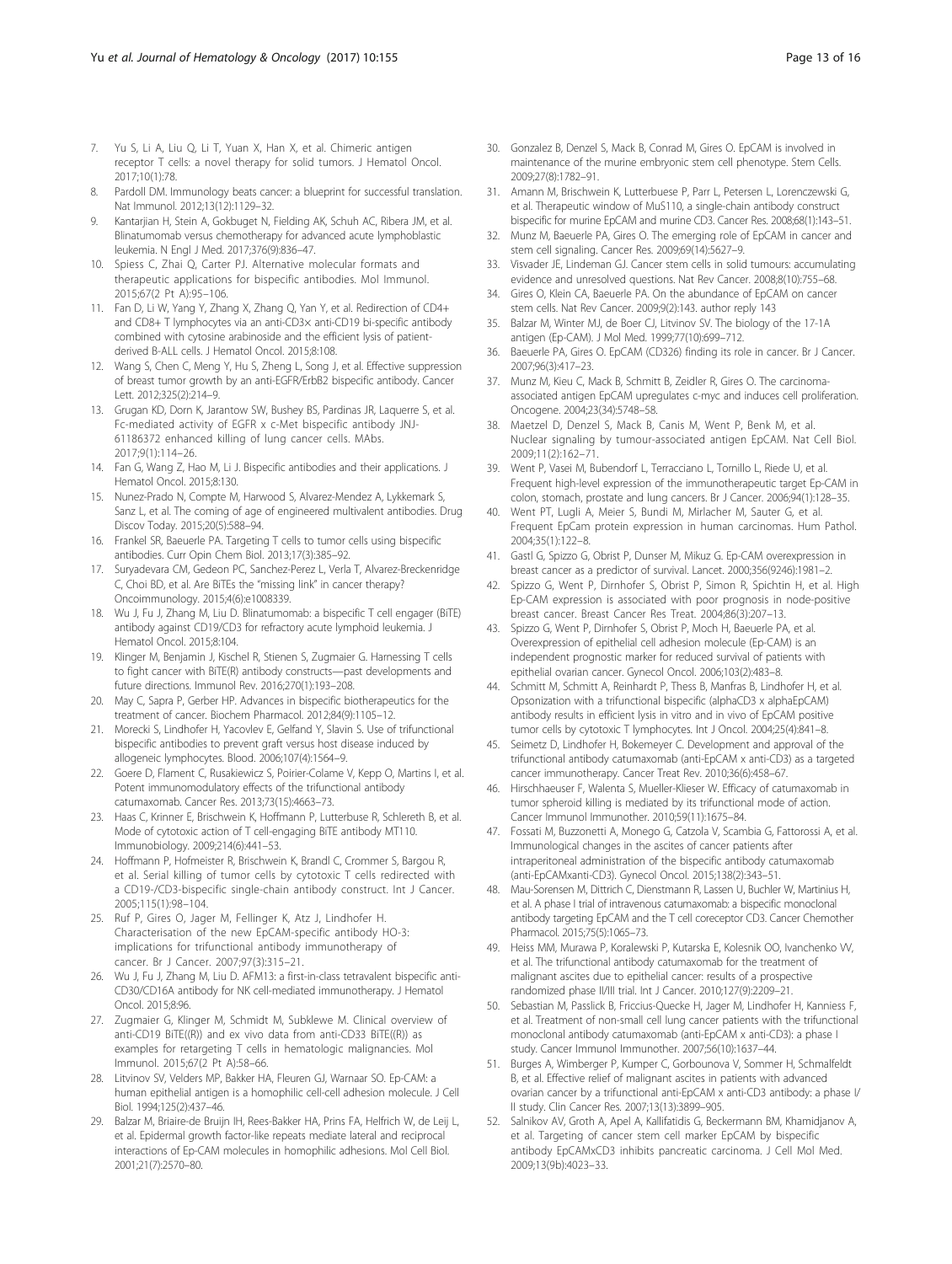7. Yu S, Li A, Liu Q, Li T, Yuan X, Han X, et al. Chimeric antigen receptor T cells: a novel therapy for solid tumors. J Hematol Oncol. 2017;10(1):78.
8. Pardoll DM. Immunology beats cancer: a blueprint for successful translation. Nat Immunol. 2012;13(12):1129–32.
9. Kantarjian H, Stein A, Gokbuget N, Fielding AK, Schuh AC, Ribera JM, et al. Blinatumomab versus chemotherapy for advanced acute lymphoblastic leukemia. N Engl J Med. 2017;376(9):836–47.
10. Spiess C, Zhai Q, Carter PJ. Alternative molecular formats and therapeutic applications for bispecific antibodies. Mol Immunol. 2015;67(2 Pt A):95–106.
11. Fan D, Li W, Yang Y, Zhang X, Zhang Q, Yan Y, et al. Redirection of CD4+ and CD8+ T lymphocytes via an anti-CD3× anti-CD19 bi-specific antibody combined with cytosine arabinoside and the efficient lysis of patient-derived B-ALL cells. J Hematol Oncol. 2015;8:108.
12. Wang S, Chen C, Meng Y, Hu S, Zheng L, Song J, et al. Effective suppression of breast tumor growth by an anti-EGFR/ErbB2 bispecific antibody. Cancer Lett. 2012;325(2):214–9.
13. Grugan KD, Dorn K, Jarantow SW, Bushey BS, Pardinas JR, Laquerre S, et al. Fc-mediated activity of EGFR x c-Met bispecific antibody JNJ-61186372 enhanced killing of lung cancer cells. MAbs. 2017;9(1):114–26.
14. Fan G, Wang Z, Hao M, Li J. Bispecific antibodies and their applications. J Hematol Oncol. 2015;8:130.
15. Nunez-Prado N, Compte M, Harwood S, Alvarez-Mendez A, Lykkemark S, Sanz L, et al. The coming of age of engineered multivalent antibodies. Drug Discov Today. 2015;20(5):588–94.
16. Frankel SR, Baeuerle PA. Targeting T cells to tumor cells using bispecific antibodies. Curr Opin Chem Biol. 2013;17(3):385–92.
17. Suryadevara CM, Gedeon PC, Sanchez-Perez L, Verla T, Alvarez-Breckenridge C, Choi BD, et al. Are BiTEs the "missing link" in cancer therapy? Oncoimmunology. 2015;4(6):e1008339.
18. Wu J, Fu J, Zhang M, Liu D. Blinatumomab: a bispecific T cell engager (BiTE) antibody against CD19/CD3 for refractory acute lymphoid leukemia. J Hematol Oncol. 2015;8:104.
19. Klinger M, Benjamin J, Kischel R, Stienen S, Zugmaier G. Harnessing T cells to fight cancer with BiTE(R) antibody constructs—past developments and future directions. Immunol Rev. 2016;270(1):193–208.
20. May C, Sapra P, Gerber HP. Advances in bispecific biotherapeutics for the treatment of cancer. Biochem Pharmacol. 2012;84(9):1105–12.
21. Morecki S, Lindhofer H, Yacovlev E, Gelfand Y, Slavin S. Use of trifunctional bispecific antibodies to prevent graft versus host disease induced by allogeneic lymphocytes. Blood. 2006;107(4):1564–9.
22. Goere D, Flament C, Rusakiewicz S, Poirier-Colame V, Kepp O, Martins I, et al. Potent immunomodulatory effects of the trifunctional antibody catumaxomab. Cancer Res. 2013;73(15):4663–73.
23. Haas C, Krinner E, Brischwein K, Hoffmann P, Lutterbuse R, Schlereth B, et al. Mode of cytotoxic action of T cell-engaging BiTE antibody MT110. Immunobiology. 2009;214(6):441–53.
24. Hoffmann P, Hofmeister R, Brischwein K, Brandl C, Crommer S, Bargou R, et al. Serial killing of tumor cells by cytotoxic T cells redirected with a CD19-/CD3-bispecific single-chain antibody construct. Int J Cancer. 2005;115(1):98–104.
25. Ruf P, Gires O, Jager M, Fellinger K, Atz J, Lindhofer H. Characterisation of the new EpCAM-specific antibody HO-3: implications for trifunctional antibody immunotherapy of cancer. Br J Cancer. 2007;97(3):315–21.
26. Wu J, Fu J, Zhang M, Liu D. AFM13: a first-in-class tetravalent bispecific anti-CD30/CD16A antibody for NK cell-mediated immunotherapy. J Hematol Oncol. 2015;8:96.
27. Zugmaier G, Klinger M, Schmidt M, Subklewe M. Clinical overview of anti-CD19 BiTE((R)) and ex vivo data from anti-CD33 BiTE((R)) as examples for retargeting T cells in hematologic malignancies. Mol Immunol. 2015;67(2 Pt A):58–66.
28. Litvinov SV, Velders MP, Bakker HA, Fleuren GJ, Warnaar SO. Ep-CAM: a human epithelial antigen is a homophilic cell-cell adhesion molecule. J Cell Biol. 1994;125(2):437–46.
29. Balzar M, Briaire-de Bruijn IH, Rees-Bakker HA, Prins FA, Helfrich W, de Leij L, et al. Epidermal growth factor-like repeats mediate lateral and reciprocal interactions of Ep-CAM molecules in homophilic adhesions. Mol Cell Biol. 2001;21(7):2570–80.
30. Gonzalez B, Denzel S, Mack B, Conrad M, Gires O. EpCAM is involved in maintenance of the murine embryonic stem cell phenotype. Stem Cells. 2009;27(8):1782–91.
31. Amann M, Brischwein K, Lutterbuese P, Parr L, Petersen L, Lorenczewski G, et al. Therapeutic window of MuS110, a single-chain antibody construct bispecific for murine EpCAM and murine CD3. Cancer Res. 2008;68(1):143–51.
32. Munz M, Baeuerle PA, Gires O. The emerging role of EpCAM in cancer and stem cell signaling. Cancer Res. 2009;69(14):5627–9.
33. Visvader JE, Lindeman GJ. Cancer stem cells in solid tumours: accumulating evidence and unresolved questions. Nat Rev Cancer. 2008;8(10):755–68.
34. Gires O, Klein CA, Baeuerle PA. On the abundance of EpCAM on cancer stem cells. Nat Rev Cancer. 2009;9(2):143. author reply 143
35. Balzar M, Winter MJ, de Boer CJ, Litvinov SV. The biology of the 17-1A antigen (Ep-CAM). J Mol Med. 1999;77(10):699–712.
36. Baeuerle PA, Gires O. EpCAM (CD326) finding its role in cancer. Br J Cancer. 2007;96(3):417–23.
37. Munz M, Kieu C, Mack B, Schmitt B, Zeidler R, Gires O. The carcinoma-associated antigen EpCAM upregulates c-myc and induces cell proliferation. Oncogene. 2004;23(34):5748–58.
38. Maetzel D, Denzel S, Mack B, Canis M, Went P, Benk M, et al. Nuclear signalling by tumour-associated antigen EpCAM. Nat Cell Biol. 2009;11(2):162–71.
39. Went P, Vasei M, Bubendorf L, Terracciano L, Tornillo L, Riede U, et al. Frequent high-level expression of the immunotherapeutic target Ep-CAM in colon, stomach, prostate and lung cancers. Br J Cancer. 2006;94(1):128–35.
40. Went PT, Lugli A, Meier S, Bundi M, Mirlacher M, Sauter G, et al. Frequent EpCam protein expression in human carcinomas. Hum Pathol. 2004;35(1):122–8.
41. Gastl G, Spizzo G, Obrist P, Dunser M, Mikuz G. Ep-CAM overexpression in breast cancer as a predictor of survival. Lancet. 2000;356(9246):1981–2.
42. Spizzo G, Went P, Dirnhofer S, Obrist P, Simon R, Spichtin H, et al. High Ep-CAM expression is associated with poor prognosis in node-positive breast cancer. Breast Cancer Res Treat. 2004;86(3):207–13.
43. Spizzo G, Went P, Dirnhofer S, Obrist P, Moch H, Baeuerle PA, et al. Overexpression of epithelial cell adhesion molecule (Ep-CAM) is an independent prognostic marker for reduced survival of patients with epithelial ovarian cancer. Gynecol Oncol. 2006;103(2):483–8.
44. Schmitt M, Schmitt A, Reinhardt P, Thess B, Manfras B, Lindhofer H, et al. Opsonization with a trifunctional bispecific (alphaCD3 x alphaEpCAM) antibody results in efficient lysis in vitro and in vivo of EpCAM positive tumor cells by cytotoxic T lymphocytes. Int J Oncol. 2004;25(4):841–8.
45. Seimetz D, Lindhofer H, Bokemeyer C. Development and approval of the trifunctional antibody catumaxomab (anti-EpCAM x anti-CD3) as a targeted cancer immunotherapy. Cancer Treat Rev. 2010;36(6):458–67.
46. Hirschhaeuser F, Walenta S, Mueller-Klieser W. Efficacy of catumaxomab in tumor spheroid killing is mediated by its trifunctional mode of action. Cancer Immunol Immunother. 2010;59(11):1675–84.
47. Fossati M, Buzzonetti A, Monego G, Catzola V, Scambia G, Fattorossi A, et al. Immunological changes in the ascites of cancer patients after intraperitoneal administration of the bispecific antibody catumaxomab (anti-EpCAMxanti-CD3). Gynecol Oncol. 2015;138(2):343–51.
48. Mau-Sorensen M, Dittrich C, Dienstmann R, Lassen U, Buchler W, Martinius H, et al. A phase I trial of intravenous catumaxomab: a bispecific monoclonal antibody targeting EpCAM and the T cell coreceptor CD3. Cancer Chemother Pharmacol. 2015;75(5):1065–73.
49. Heiss MM, Murawa P, Koralewski P, Kutarska E, Kolesnik OO, Ivanchenko VV, et al. The trifunctional antibody catumaxomab for the treatment of malignant ascites due to epithelial cancer: results of a prospective randomized phase II/III trial. Int J Cancer. 2010;127(9):2209–21.
50. Sebastian M, Passlick B, Friccius-Quecke H, Jager M, Lindhofer H, Kanniess F, et al. Treatment of non-small cell lung cancer patients with the trifunctional monoclonal antibody catumaxomab (anti-EpCAM x anti-CD3): a phase I study. Cancer Immunol Immunother. 2007;56(10):1637–44.
51. Burges A, Wimberger P, Kumper C, Gorbounova V, Sommer H, Schmalfeldt B, et al. Effective relief of malignant ascites in patients with advanced ovarian cancer by a trifunctional anti-EpCAM x anti-CD3 antibody: a phase I/II study. Clin Cancer Res. 2007;13(13):3899–905.
52. Salnikov AV, Groth A, Apel A, Kallifatidis G, Beckermann BM, Khamidjanov A, et al. Targeting of cancer stem cell marker EpCAM by bispecific antibody EpCAMxCD3 inhibits pancreatic carcinoma. J Cell Mol Med. 2009;13(9b):4023–33.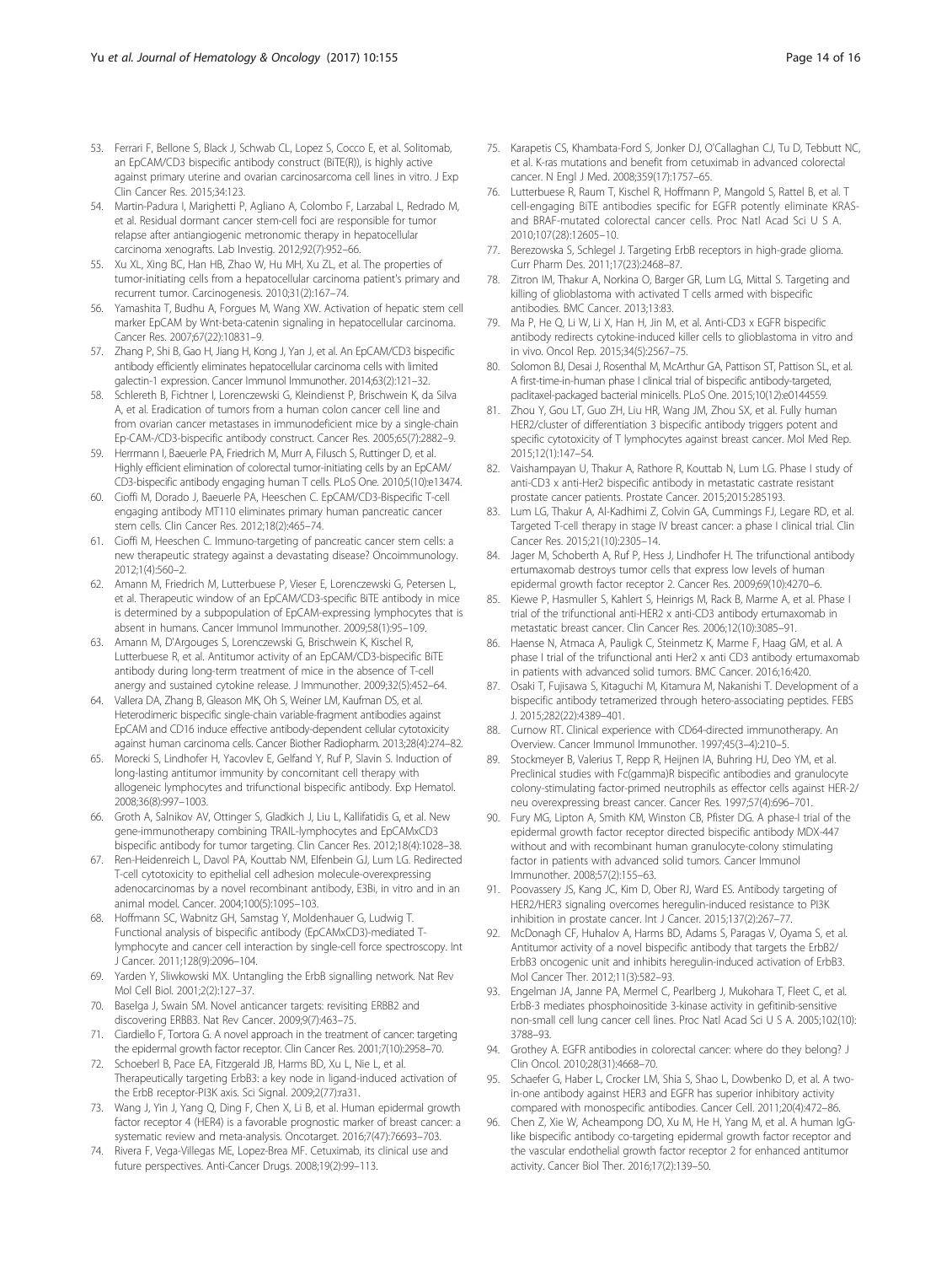53. Ferrari F, Bellone S, Black J, Schwab CL, Lopez S, Cocco E, et al. Solitomab, an EpCAM/CD3 bispecific antibody construct (BiTE(R)), is highly active against primary uterine and ovarian carcinosarcoma cell lines in vitro. J Exp Clin Cancer Res. 2015;34:123.
54. Martin-Padura I, Marighetti P, Agliano A, Colombo F, Larzabal L, Redrado M, et al. Residual dormant cancer stem-cell foci are responsible for tumor relapse after antiangiogenic metronomic therapy in hepatocellular carcinoma xenografts. Lab Investig. 2012;92(7):952–66.
55. Xu XL, Xing BC, Han HB, Zhao W, Hu MH, Xu ZL, et al. The properties of tumor-initiating cells from a hepatocellular carcinoma patient's primary and recurrent tumor. Carcinogenesis. 2010;31(2):167–74.
56. Yamashita T, Budhu A, Forgues M, Wang XW. Activation of hepatic stem cell marker EpCAM by Wnt-beta-catenin signaling in hepatocellular carcinoma. Cancer Res. 2007;67(22):10831–9.
57. Zhang P, Shi B, Gao H, Jiang H, Kong J, Yan J, et al. An EpCAM/CD3 bispecific antibody efficiently eliminates hepatocellular carcinoma cells with limited galectin-1 expression. Cancer Immunol Immunother. 2014;63(2):121–32.
58. Schlereth B, Fichtner I, Lorenczewski G, Kleindienst P, Brischwein K, da Silva A, et al. Eradication of tumors from a human colon cancer cell line and from ovarian cancer metastases in immunodeficient mice by a single-chain Ep-CAM-/CD3-bispecific antibody construct. Cancer Res. 2005;65(7):2882–9.
59. Herrmann I, Baeuerle PA, Friedrich M, Murr A, Filusch S, Ruttinger D, et al. Highly efficient elimination of colorectal tumor-initiating cells by an EpCAM/CD3-bispecific antibody engaging human T cells. PLoS One. 2010;5(10):e13474.
60. Cioffi M, Dorado J, Baeuerle PA, Heeschen C. EpCAM/CD3-Bispecific T-cell engaging antibody MT110 eliminates primary human pancreatic cancer stem cells. Clin Cancer Res. 2012;18(2):465–74.
61. Cioffi M, Heeschen C. Immuno-targeting of pancreatic cancer stem cells: a new therapeutic strategy against a devastating disease? Oncoimmunology. 2012;1(4):560–2.
62. Amann M, Friedrich M, Lutterbuese P, Vieser E, Lorenczewski G, Petersen L, et al. Therapeutic window of an EpCAM/CD3-specific BiTE antibody in mice is determined by a subpopulation of EpCAM-expressing lymphocytes that is absent in humans. Cancer Immunol Immunother. 2009;58(1):95–109.
63. Amann M, D'Argouges S, Lorenczewski G, Brischwein K, Kischel R, Lutterbuese R, et al. Antitumor activity of an EpCAM/CD3-bispecific BiTE antibody during long-term treatment of mice in the absence of T-cell anergy and sustained cytokine release. J Immunother. 2009;32(5):452–64.
64. Vallera DA, Zhang B, Gleason MK, Oh S, Weiner LM, Kaufman DS, et al. Heterodimeric bispecific single-chain variable-fragment antibodies against EpCAM and CD16 induce effective antibody-dependent cellular cytotoxicity against human carcinoma cells. Cancer Biother Radiopharm. 2013;28(4):274–82.
65. Morecki S, Lindhofer H, Yacovlev E, Gelfand Y, Ruf P, Slavin S. Induction of long-lasting antitumor immunity by concomitant cell therapy with allogeneic lymphocytes and trifunctional bispecific antibody. Exp Hematol. 2008;36(8):997–1003.
66. Groth A, Salnikov AV, Ottinger S, Gladkich J, Liu L, Kallifatidis G, et al. New gene-immunotherapy combining TRAIL-lymphocytes and EpCAMxCD3 bispecific antibody for tumor targeting. Clin Cancer Res. 2012;18(4):1028–38.
67. Ren-Heidenreich L, Davol PA, Kouttab NM, Elfenbein GJ, Lum LG. Redirected T-cell cytotoxicity to epithelial cell adhesion molecule-overexpressing adenocarcinomas by a novel recombinant antibody, E3Bi, in vitro and in an animal model. Cancer. 2004;100(5):1095–103.
68. Hoffmann SC, Wabnitz GH, Samstag Y, Moldenhauer G, Ludwig T. Functional analysis of bispecific antibody (EpCAMxCD3)-mediated T-lymphocyte and cancer cell interaction by single-cell force spectroscopy. Int J Cancer. 2011;128(9):2096–104.
69. Yarden Y, Sliwkowski MX. Untangling the ErbB signalling network. Nat Rev Mol Cell Biol. 2001;2(2):127–37.
70. Baselga J, Swain SM. Novel anticancer targets: revisiting ERBB2 and discovering ERBB3. Nat Rev Cancer. 2009;9(7):463–75.
71. Ciardiello F, Tortora G. A novel approach in the treatment of cancer: targeting the epidermal growth factor receptor. Clin Cancer Res. 2001;7(10):2958–70.
72. Schoeberl B, Pace EA, Fitzgerald JB, Harms BD, Xu L, Nie L, et al. Therapeutically targeting ErbB3: a key node in ligand-induced activation of the ErbB receptor-PI3K axis. Sci Signal. 2009;2(77):ra31.
73. Wang J, Yin J, Yang Q, Ding F, Chen X, Li B, et al. Human epidermal growth factor receptor 4 (HER4) is a favorable prognostic marker of breast cancer: a systematic review and meta-analysis. Oncotarget. 2016;7(47):76693–703.
74. Rivera F, Vega-Villegas ME, Lopez-Brea MF. Cetuximab, its clinical use and future perspectives. Anti-Cancer Drugs. 2008;19(2):99–113.
75. Karapetis CS, Khambata-Ford S, Jonker DJ, O'Callaghan CJ, Tu D, Tebbutt NC, et al. K-ras mutations and benefit from cetuximab in advanced colorectal cancer. N Engl J Med. 2008;359(17):1757–65.
76. Lutterbuese R, Raum T, Kischel R, Hoffmann P, Mangold S, Rattel B, et al. T cell-engaging BiTE antibodies specific for EGFR potently eliminate KRAS- and BRAF-mutated colorectal cancer cells. Proc Natl Acad Sci U S A. 2010;107(28):12605–10.
77. Berezowska S, Schlegel J. Targeting ErbB receptors in high-grade glioma. Curr Pharm Des. 2011;17(23):2468–87.
78. Zitron IM, Thakur A, Norkina O, Barger GR, Lum LG, Mittal S. Targeting and killing of glioblastoma with activated T cells armed with bispecific antibodies. BMC Cancer. 2013;13:83.
79. Ma P, He Q, Li W, Li X, Han H, Jin M, et al. Anti-CD3 x EGFR bispecific antibody redirects cytokine-induced killer cells to glioblastoma in vitro and in vivo. Oncol Rep. 2015;34(5):2567–75.
80. Solomon BJ, Desai J, Rosenthal M, McArthur GA, Pattison ST, Pattison SL, et al. A first-time-in-human phase I clinical trial of bispecific antibody-targeted, paclitaxel-packaged bacterial minicells. PLoS One. 2015;10(12):e0144559.
81. Zhou Y, Gou LT, Guo ZH, Liu HR, Wang JM, Zhou SX, et al. Fully human HER2/cluster of differentiation 3 bispecific antibody triggers potent and specific cytotoxicity of T lymphocytes against breast cancer. Mol Med Rep. 2015;12(1):147–54.
82. Vaishampayan U, Thakur A, Rathore R, Kouttab N, Lum LG. Phase I study of anti-CD3 x anti-Her2 bispecific antibody in metastatic castrate resistant prostate cancer patients. Prostate Cancer. 2015;2015:285193.
83. Lum LG, Thakur A, Al-Kadhimi Z, Colvin GA, Cummings FJ, Legare RD, et al. Targeted T-cell therapy in stage IV breast cancer: a phase I clinical trial. Clin Cancer Res. 2015;21(10):2305–14.
84. Jager M, Schoberth A, Ruf P, Hess J, Lindhofer H. The trifunctional antibody ertumaxomab destroys tumor cells that express low levels of human epidermal growth factor receptor 2. Cancer Res. 2009;69(10):4270–6.
85. Kiewe P, Hasmuller S, Kahlert S, Heinrigs M, Rack B, Marme A, et al. Phase I trial of the trifunctional anti-HER2 x anti-CD3 antibody ertumaxomab in metastatic breast cancer. Clin Cancer Res. 2006;12(10):3085–91.
86. Haense N, Atmaca A, Pauligk C, Steinmetz K, Marme F, Haag GM, et al. A phase I trial of the trifunctional anti Her2 x anti CD3 antibody ertumaxomab in patients with advanced solid tumors. BMC Cancer. 2016;16:420.
87. Osaki T, Fujisawa S, Kitaguchi M, Kitamura M, Nakanishi T. Development of a bispecific antibody tetramerized through hetero-associating peptides. FEBS J. 2015;282(22):4389–401.
88. Curnow RT. Clinical experience with CD64-directed immunotherapy. An Overview. Cancer Immunol Immunother. 1997;45(3–4):210–5.
89. Stockmeyer B, Valerius T, Repp R, Heijnen IA, Buhring HJ, Deo YM, et al. Preclinical studies with Fc(gamma)R bispecific antibodies and granulocyte colony-stimulating factor-primed neutrophils as effector cells against HER-2/neu overexpressing breast cancer. Cancer Res. 1997;57(4):696–701.
90. Fury MG, Lipton A, Smith KM, Winston CB, Pfister DG. A phase-I trial of the epidermal growth factor receptor directed bispecific antibody MDX-447 without and with recombinant human granulocyte-colony stimulating factor in patients with advanced solid tumors. Cancer Immunol Immunother. 2008;57(2):155–63.
91. Poovassery JS, Kang JC, Kim D, Ober RJ, Ward ES. Antibody targeting of HER2/HER3 signaling overcomes heregulin-induced resistance to PI3K inhibition in prostate cancer. Int J Cancer. 2015;137(2):267–77.
92. McDonagh CF, Huhalov A, Harms BD, Adams S, Paragas V, Oyama S, et al. Antitumor activity of a novel bispecific antibody that targets the ErbB2/ErbB3 oncogenic unit and inhibits heregulin-induced activation of ErbB3. Mol Cancer Ther. 2012;11(3):582–93.
93. Engelman JA, Janne PA, Mermel C, Pearlberg J, Mukohara T, Fleet C, et al. ErbB-3 mediates phosphoinositide 3-kinase activity in gefitinib-sensitive non-small cell lung cancer cell lines. Proc Natl Acad Sci U S A. 2005;102(10):3788–93.
94. Grothey A. EGFR antibodies in colorectal cancer: where do they belong? J Clin Oncol. 2010;28(31):4668–70.
95. Schaefer G, Haber L, Crocker LM, Shia S, Shao L, Dowbenko D, et al. A two-in-one antibody against HER3 and EGFR has superior inhibitory activity compared with monospecific antibodies. Cancer Cell. 2011;20(4):472–86.
96. Chen Z, Xie W, Acheampong DO, Xu M, He H, Yang M, et al. A human IgG-like bispecific antibody co-targeting epidermal growth factor receptor and the vascular endothelial growth factor receptor 2 for enhanced antitumor activity. Cancer Biol Ther. 2016;17(2):139–50.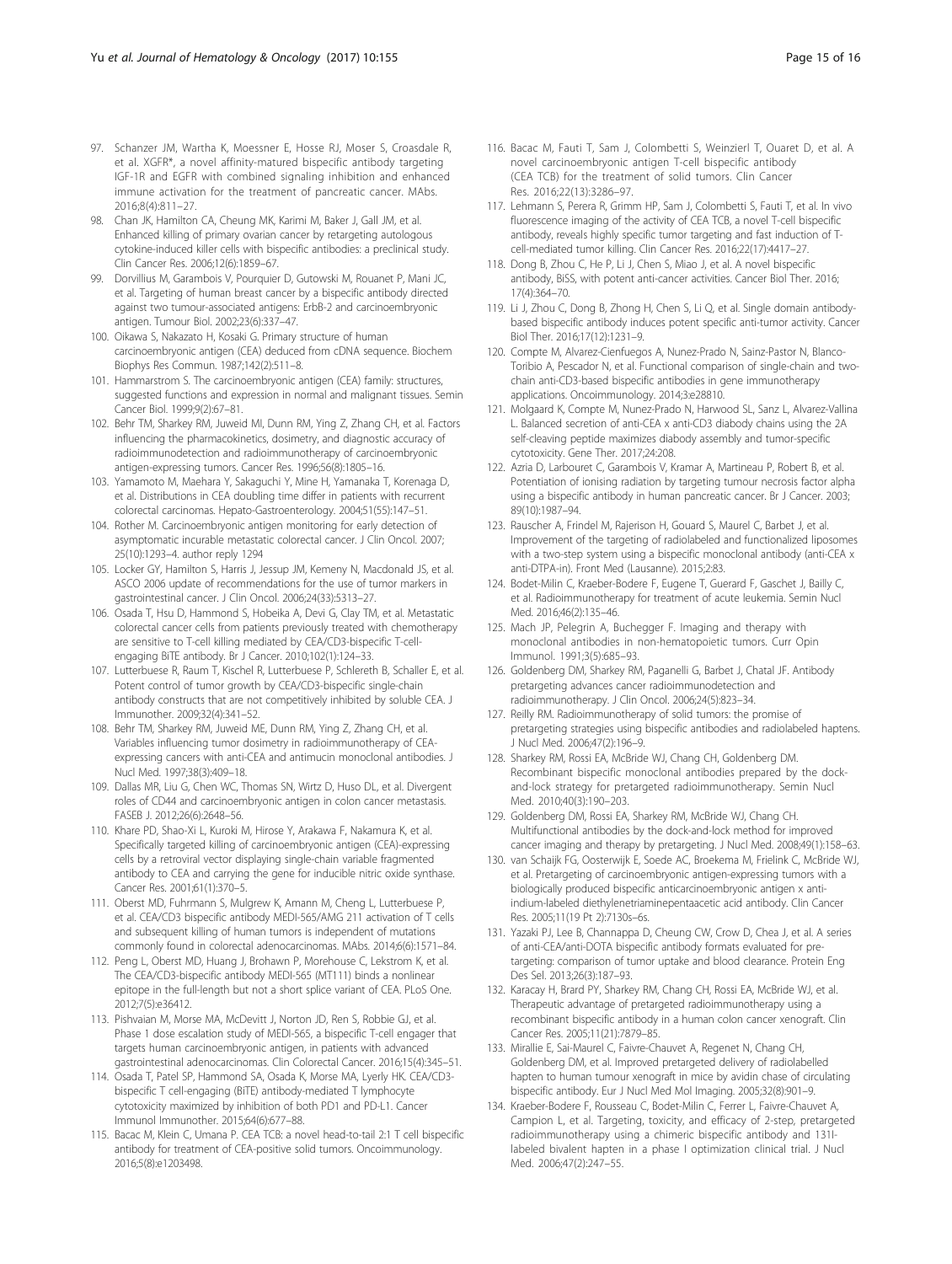97. Schanzer JM, Wartha K, Moessner E, Hosse RJ, Moser S, Croasdale R, et al. XGFR*, a novel affinity-matured bispecific antibody targeting IGF-1R and EGFR with combined signaling inhibition and enhanced immune activation for the treatment of pancreatic cancer. MAbs. 2016;8(4):811–27.
98. Chan JK, Hamilton CA, Cheung MK, Karimi M, Baker J, Gall JM, et al. Enhanced killing of primary ovarian cancer by retargeting autologous cytokine-induced killer cells with bispecific antibodies: a preclinical study. Clin Cancer Res. 2006;12(6):1859–67.
99. Dorvillius M, Garambois V, Pourquier D, Gutowski M, Rouanet P, Mani JC, et al. Targeting of human breast cancer by a bispecific antibody directed against two tumour-associated antigens: ErbB-2 and carcinoembryonic antigen. Tumour Biol. 2002;23(6):337–47.
100. Oikawa S, Nakazato H, Kosaki G. Primary structure of human carcinoembryonic antigen (CEA) deduced from cDNA sequence. Biochem Biophys Res Commun. 1987;142(2):511–8.
101. Hammarstrom S. The carcinoembryonic antigen (CEA) family: structures, suggested functions and expression in normal and malignant tissues. Semin Cancer Biol. 1999;9(2):67–81.
102. Behr TM, Sharkey RM, Juweid MI, Dunn RM, Ying Z, Zhang CH, et al. Factors influencing the pharmacokinetics, dosimetry, and diagnostic accuracy of radioimmunodetection and radioimmunotherapy of carcinoembryonic antigen-expressing tumors. Cancer Res. 1996;56(8):1805–16.
103. Yamamoto M, Maehara Y, Sakaguchi Y, Mine H, Yamanaka T, Korenaga D, et al. Distributions in CEA doubling time differ in patients with recurrent colorectal carcinomas. Hepato-Gastroenterology. 2004;51(55):147–51.
104. Rother M. Carcinoembryonic antigen monitoring for early detection of asymptomatic incurable metastatic colorectal cancer. J Clin Oncol. 2007; 25(10):1293–4. author reply 1294
105. Locker GY, Hamilton S, Harris J, Jessup JM, Kemeny N, Macdonald JS, et al. ASCO 2006 update of recommendations for the use of tumor markers in gastrointestinal cancer. J Clin Oncol. 2006;24(33):5313–27.
106. Osada T, Hsu D, Hammond S, Hobeika A, Devi G, Clay TM, et al. Metastatic colorectal cancer cells from patients previously treated with chemotherapy are sensitive to T-cell killing mediated by CEA/CD3-bispecific T-cell-engaging BiTE antibody. Br J Cancer. 2010;102(1):124–33.
107. Lutterbuese R, Raum T, Kischel R, Lutterbuese P, Schlereth B, Schaller E, et al. Potent control of tumor growth by CEA/CD3-bispecific single-chain antibody constructs that are not competitively inhibited by soluble CEA. J Immunother. 2009;32(4):341–52.
108. Behr TM, Sharkey RM, Juweid ME, Dunn RM, Ying Z, Zhang CH, et al. Variables influencing tumor dosimetry in radioimmunotherapy of CEA-expressing cancers with anti-CEA and antimucin monoclonal antibodies. J Nucl Med. 1997;38(3):409–18.
109. Dallas MR, Liu G, Chen WC, Thomas SN, Wirtz D, Huso DL, et al. Divergent roles of CD44 and carcinoembryonic antigen in colon cancer metastasis. FASEB J. 2012;26(6):2648–56.
110. Khare PD, Shao-Xi L, Kuroki M, Hirose Y, Arakawa F, Nakamura K, et al. Specifically targeted killing of carcinoembryonic antigen (CEA)-expressing cells by a retroviral vector displaying single-chain variable fragmented antibody to CEA and carrying the gene for inducible nitric oxide synthase. Cancer Res. 2001;61(1):370–5.
111. Oberst MD, Fuhrmann S, Mulgrew K, Amann M, Cheng L, Lutterbuese P, et al. CEA/CD3 bispecific antibody MEDI-565/AMG 211 activation of T cells and subsequent killing of human tumors is independent of mutations commonly found in colorectal adenocarcinomas. MAbs. 2014;6(6):1571–84.
112. Peng L, Oberst MD, Huang J, Brohawn P, Morehouse C, Lekstrom K, et al. The CEA/CD3-bispecific antibody MEDI-565 (MT111) binds a nonlinear epitope in the full-length but not a short splice variant of CEA. PLoS One. 2012;7(5):e36412.
113. Pishvaian M, Morse MA, McDevitt J, Norton JD, Ren S, Robbie GJ, et al. Phase 1 dose escalation study of MEDI-565, a bispecific T-cell engager that targets human carcinoembryonic antigen, in patients with advanced gastrointestinal adenocarcinomas. Clin Colorectal Cancer. 2016;15(4):345–51.
114. Osada T, Patel SP, Hammond SA, Osada K, Morse MA, Lyerly HK. CEA/CD3-bispecific T cell-engaging (BiTE) antibody-mediated T lymphocyte cytotoxicity maximized by inhibition of both PD1 and PD-L1. Cancer Immunol Immunother. 2015;64(6):677–88.
115. Bacac M, Klein C, Umana P. CEA TCB: a novel head-to-tail 2:1 T cell bispecific antibody for treatment of CEA-positive solid tumors. Oncoimmunology. 2016;5(8):e1203498.
116. Bacac M, Fauti T, Sam J, Colombetti S, Weinzierl T, Ouaret D, et al. A novel carcinoembryonic antigen T-cell bispecific antibody (CEA TCB) for the treatment of solid tumors. Clin Cancer Res. 2016;22(13):3286–97.
117. Lehmann S, Perera R, Grimm HP, Sam J, Colombetti S, Fauti T, et al. In vivo fluorescence imaging of the activity of CEA TCB, a novel T-cell bispecific antibody, reveals highly specific tumor targeting and fast induction of T-cell-mediated tumor killing. Clin Cancer Res. 2016;22(17):4417–27.
118. Dong B, Zhou C, He P, Li J, Chen S, Miao J, et al. A novel bispecific antibody, BiSS, with potent anti-cancer activities. Cancer Biol Ther. 2016; 17(4):364–70.
119. Li J, Zhou C, Dong B, Zhong H, Chen S, Li Q, et al. Single domain antibody-based bispecific antibody induces potent specific anti-tumor activity. Cancer Biol Ther. 2016;17(12):1231–9.
120. Compte M, Alvarez-Cienfuegos A, Nunez-Prado N, Sainz-Pastor N, Blanco-Toribio A, Pescador N, et al. Functional comparison of single-chain and two-chain anti-CD3-based bispecific antibodies in gene immunotherapy applications. Oncoimmunology. 2014;3:e28810.
121. Molgaard K, Compte M, Nunez-Prado N, Harwood SL, Sanz L, Alvarez-Vallina L. Balanced secretion of anti-CEA x anti-CD3 diabody chains using the 2A self-cleaving peptide maximizes diabody assembly and tumor-specific cytotoxicity. Gene Ther. 2017;24:208.
122. Azria D, Larbouret C, Garambois V, Kramar A, Martineau P, Robert B, et al. Potentiation of ionising radiation by targeting tumour necrosis factor alpha using a bispecific antibody in human pancreatic cancer. Br J Cancer. 2003; 89(10):1987–94.
123. Rauscher A, Frindel M, Rajerison H, Gouard S, Maurel C, Barbet J, et al. Improvement of the targeting of radiolabeled and functionalized liposomes with a two-step system using a bispecific monoclonal antibody (anti-CEA x anti-DTPA-in). Front Med (Lausanne). 2015;2:83.
124. Bodet-Milin C, Kraeber-Bodere F, Eugene T, Guerard F, Gaschet J, Bailly C, et al. Radioimmunotherapy for treatment of acute leukemia. Semin Nucl Med. 2016;46(2):135–46.
125. Mach JP, Pelegrin A, Buchegger F. Imaging and therapy with monoclonal antibodies in non-hematopoietic tumors. Curr Opin Immunol. 1991;3(5):685–93.
126. Goldenberg DM, Sharkey RM, Paganelli G, Barbet J, Chatal JF. Antibody pretargeting advances cancer radioimmunodetection and radioimmunotherapy. J Clin Oncol. 2006;24(5):823–34.
127. Reilly RM. Radioimmunotherapy of solid tumors: the promise of pretargeting strategies using bispecific antibodies and radiolabeled haptens. J Nucl Med. 2006;47(2):196–9.
128. Sharkey RM, Rossi EA, McBride WJ, Chang CH, Goldenberg DM. Recombinant bispecific monoclonal antibodies prepared by the dock-and-lock strategy for pretargeted radioimmunotherapy. Semin Nucl Med. 2010;40(3):190–203.
129. Goldenberg DM, Rossi EA, Sharkey RM, McBride WJ, Chang CH. Multifunctional antibodies by the dock-and-lock method for improved cancer imaging and therapy by pretargeting. J Nucl Med. 2008;49(1):158–63.
130. van Schaijk FG, Oosterwijk E, Soede AC, Broekema M, Frielink C, McBride WJ, et al. Pretargeting of carcinoembryonic antigen-expressing tumors with a biologically produced bispecific anticarcinoembryonic antigen x anti-indium-labeled diethylenetriaminepentaacetic acid antibody. Clin Cancer Res. 2005;11(19 Pt 2):7130s–6s.
131. Yazaki PJ, Lee B, Channappa D, Cheung CW, Crow D, Chea J, et al. A series of anti-CEA/anti-DOTA bispecific antibody formats evaluated for pre-targeting: comparison of tumor uptake and blood clearance. Protein Eng Des Sel. 2013;26(3):187–93.
132. Karacay H, Brard PY, Sharkey RM, Chang CH, Rossi EA, McBride WJ, et al. Therapeutic advantage of pretargeted radioimmunotherapy using a recombinant bispecific antibody in a human colon cancer xenograft. Clin Cancer Res. 2005;11(21):7879–85.
133. Mirallie E, Sai-Maurel C, Faivre-Chauvet A, Regenet N, Chang CH, Goldenberg DM, et al. Improved pretargeted delivery of radiolabelled hapten to human tumour xenograft in mice by avidin chase of circulating bispecific antibody. Eur J Nucl Med Mol Imaging. 2005;32(8):901–9.
134. Kraeber-Bodere F, Rousseau C, Bodet-Milin C, Ferrer L, Faivre-Chauvet A, Campion L, et al. Targeting, toxicity, and efficacy of 2-step, pretargeted radioimmunotherapy using a chimeric bispecific antibody and 131I-labeled bivalent hapten in a phase I optimization clinical trial. J Nucl Med. 2006;47(2):247–55.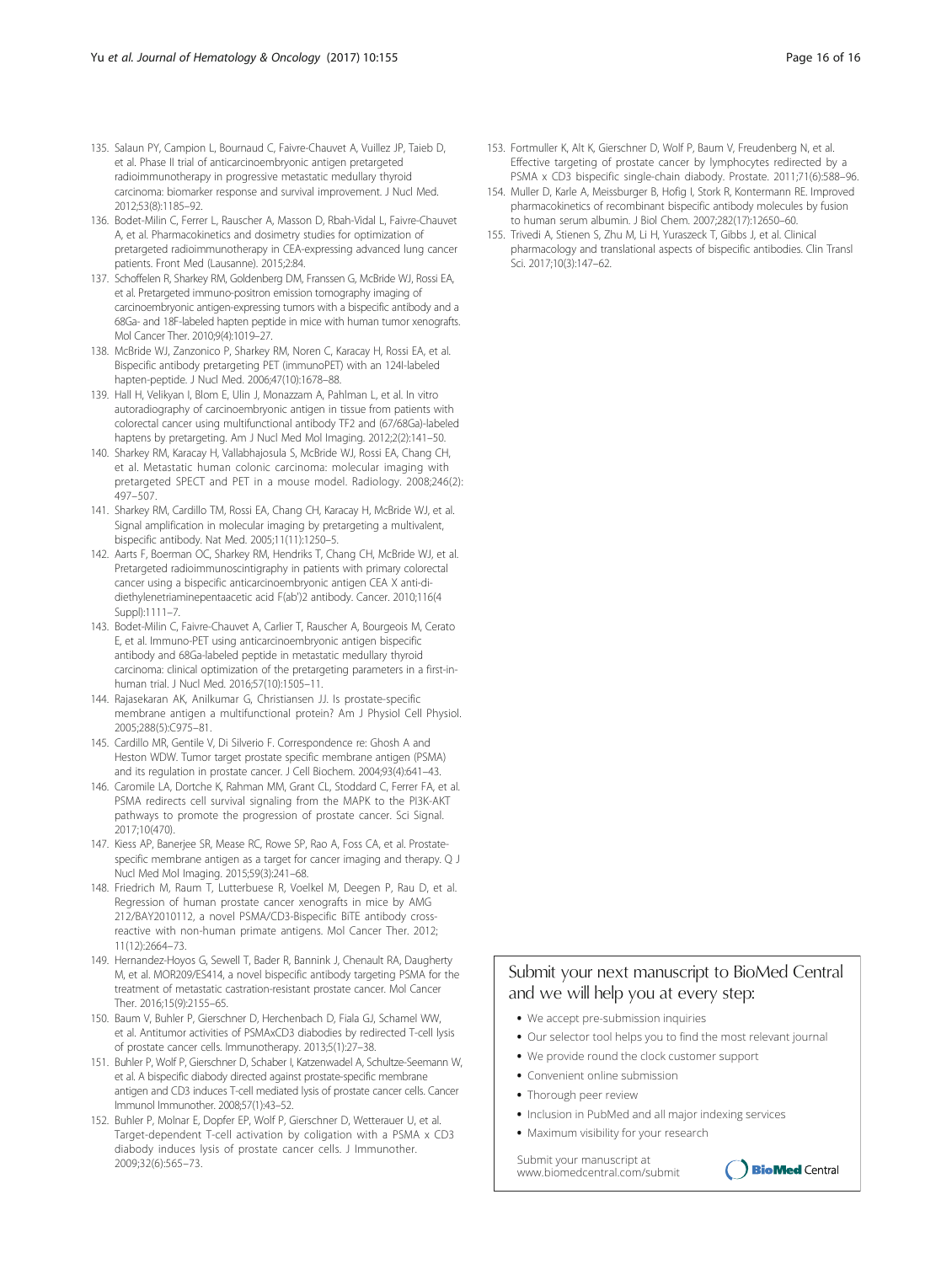135. Salaun PY, Campion L, Bournaud C, Faivre-Chauvet A, Vuillez JP, Taieb D, et al. Phase II trial of anticarcinoembryonic antigen pretargeted radioimmunotherapy in progressive metastatic medullary thyroid carcinoma: biomarker response and survival improvement. J Nucl Med. 2012;53(8):1185–92.
136. Bodet-Milin C, Ferrer L, Rauscher A, Masson D, Rbah-Vidal L, Faivre-Chauvet A, et al. Pharmacokinetics and dosimetry studies for optimization of pretargeted radioimmunotherapy in CEA-expressing advanced lung cancer patients. Front Med (Lausanne). 2015;2:84.
137. Schoffelen R, Sharkey RM, Goldenberg DM, Franssen G, McBride WJ, Rossi EA, et al. Pretargeted immuno-positron emission tomography imaging of carcinoembryonic antigen-expressing tumors with a bispecific antibody and a 68Ga- and 18F-labeled hapten peptide in mice with human tumor xenografts. Mol Cancer Ther. 2010;9(4):1019–27.
138. McBride WJ, Zanzonico P, Sharkey RM, Noren C, Karacay H, Rossi EA, et al. Bispecific antibody pretargeting PET (immunoPET) with an 124I-labeled hapten-peptide. J Nucl Med. 2006;47(10):1678–88.
139. Hall H, Velikyan I, Blom E, Ulin J, Monazzam A, Pahlman L, et al. In vitro autoradiography of carcinoembryonic antigen in tissue from patients with colorectal cancer using multifunctional antibody TF2 and (67/68Ga)-labeled haptens by pretargeting. Am J Nucl Med Mol Imaging. 2012;2(2):141–50.
140. Sharkey RM, Karacay H, Vallabhajosula S, McBride WJ, Rossi EA, Chang CH, et al. Metastatic human colonic carcinoma: molecular imaging with pretargeted SPECT and PET in a mouse model. Radiology. 2008;246(2): 497–507.
141. Sharkey RM, Cardillo TM, Rossi EA, Chang CH, Karacay H, McBride WJ, et al. Signal amplification in molecular imaging by pretargeting a multivalent, bispecific antibody. Nat Med. 2005;11(11):1250–5.
142. Aarts F, Boerman OC, Sharkey RM, Hendriks T, Chang CH, McBride WJ, et al. Pretargeted radioimmunoscintigraphy in patients with primary colorectal cancer using a bispecific anticarcinoembryonic antigen CEA X anti-di-diethylenetriaminepentaacetic acid F(ab')2 antibody. Cancer. 2010;116(4 Suppl):1111–7.
143. Bodet-Milin C, Faivre-Chauvet A, Carlier T, Rauscher A, Bourgeois M, Cerato E, et al. Immuno-PET using anticarcinoembryonic antigen bispecific antibody and 68Ga-labeled peptide in metastatic medullary thyroid carcinoma: clinical optimization of the pretargeting parameters in a first-in-human trial. J Nucl Med. 2016;57(10):1505–11.
144. Rajasekaran AK, Anilkumar G, Christiansen JJ. Is prostate-specific membrane antigen a multifunctional protein? Am J Physiol Cell Physiol. 2005;288(5):C975–81.
145. Cardillo MR, Gentile V, Di Silverio F. Correspondence re: Ghosh A and Heston WDW. Tumor target prostate specific membrane antigen (PSMA) and its regulation in prostate cancer. J Cell Biochem. 2004;93(4):641–43.
146. Caromile LA, Dortche K, Rahman MM, Grant CL, Stoddard C, Ferrer FA, et al. PSMA redirects cell survival signaling from the MAPK to the PI3K-AKT pathways to promote the progression of prostate cancer. Sci Signal. 2017;10(470).
147. Kiess AP, Banerjee SR, Mease RC, Rowe SP, Rao A, Foss CA, et al. Prostate-specific membrane antigen as a target for cancer imaging and therapy. Q J Nucl Med Mol Imaging. 2015;59(3):241–68.
148. Friedrich M, Raum T, Lutterbuese R, Voelkel M, Deegen P, Rau D, et al. Regression of human prostate cancer xenografts in mice by AMG 212/BAY2010112, a novel PSMA/CD3-Bispecific BiTE antibody cross-reactive with non-human primate antigens. Mol Cancer Ther. 2012; 11(12):2664–73.
149. Hernandez-Hoyos G, Sewell T, Bader R, Bannink J, Chenault RA, Daugherty M, et al. MOR209/ES414, a novel bispecific antibody targeting PSMA for the treatment of metastatic castration-resistant prostate cancer. Mol Cancer Ther. 2016;15(9):2155–65.
150. Baum V, Buhler P, Gierschner D, Herchenbach D, Fiala GJ, Schamel WW, et al. Antitumor activities of PSMAxCD3 diabodies by redirected T-cell lysis of prostate cancer cells. Immunotherapy. 2013;5(1):27–38.
151. Buhler P, Wolf P, Gierschner D, Schaber I, Katzenwadel A, Schultze-Seemann W, et al. A bispecific diabody directed against prostate-specific membrane antigen and CD3 induces T-cell mediated lysis of prostate cancer cells. Cancer Immunol Immunother. 2008;57(1):43–52.
152. Buhler P, Molnar E, Dopfer EP, Wolf P, Gierschner D, Wetterauer U, et al. Target-dependent T-cell activation by coligation with a PSMA x CD3 diabody induces lysis of prostate cancer cells. J Immunother. 2009;32(6):565–73.
153. Fortmuller K, Alt K, Gierschner D, Wolf P, Baum V, Freudenberg N, et al. Effective targeting of prostate cancer by lymphocytes redirected by a PSMA x CD3 bispecific single-chain diabody. Prostate. 2011;71(6):588–96.
154. Muller D, Karle A, Meissburger B, Hofig I, Stork R, Kontermann RE. Improved pharmacokinetics of recombinant bispecific antibody molecules by fusion to human serum albumin. J Biol Chem. 2007;282(17):12650–60.
155. Trivedi A, Stienen S, Zhu M, Li H, Yuraszeck T, Gibbs J, et al. Clinical pharmacology and translational aspects of bispecific antibodies. Clin Transl Sci. 2017;10(3):147–62.

Submit your next manuscript to BioMed Central and we will help you at every step:

- We accept pre-submission inquiries
- Our selector tool helps you to find the most relevant journal
- We provide round the clock customer support
- Convenient online submission
- Thorough peer review
- Inclusion in PubMed and all major indexing services
- Maximum visibility for your research

Submit your manuscript at
www.biomedcentral.com/submit

BioMed Central